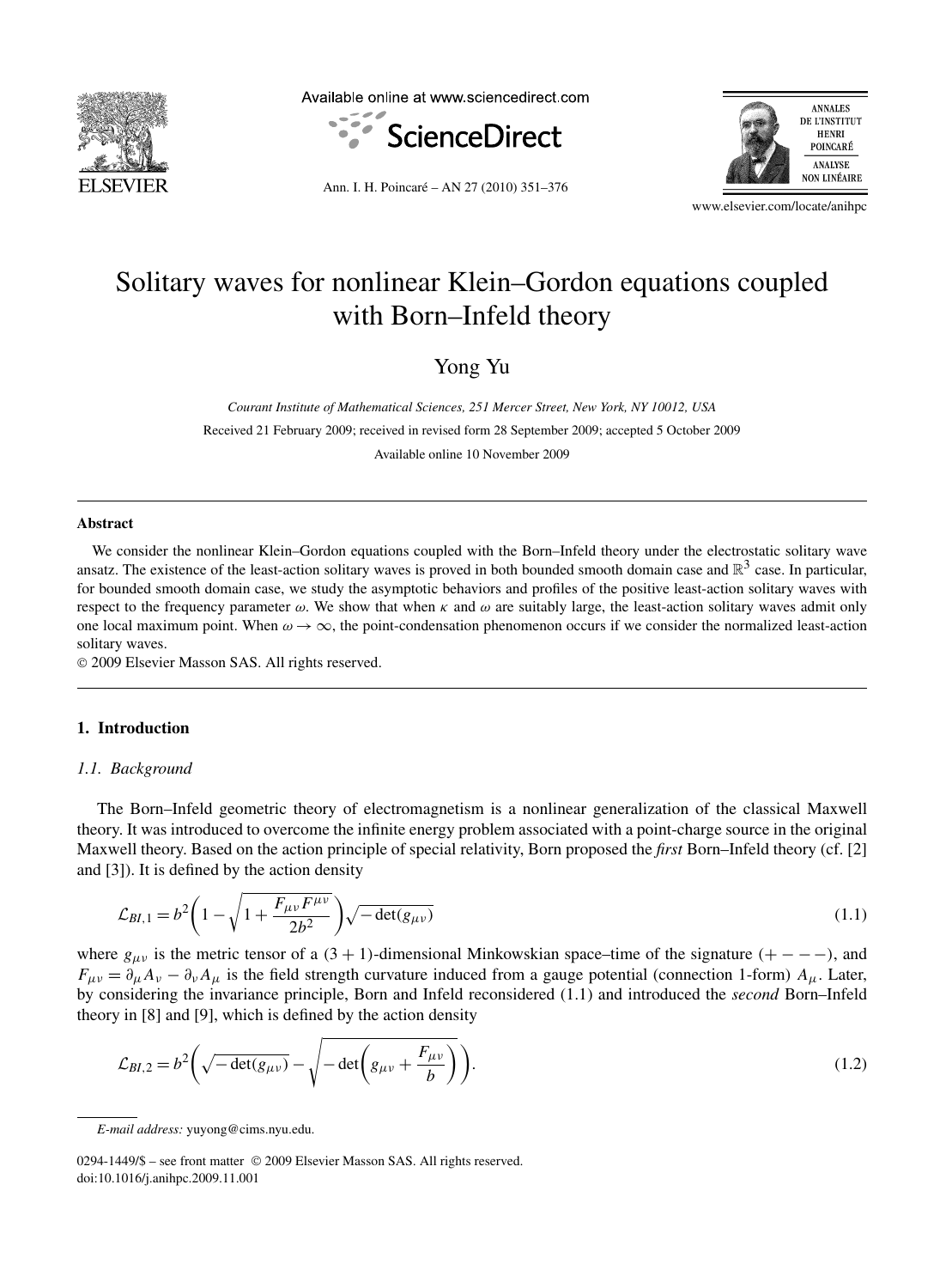# Solitary waves for nonlinear Klein–Gordon equations coupled with Born–Infeld theory

Yong Yu

*Courant Institute of Mathematical Sciences, 251 Mercer Street, New York, NY 10012, USA*

Received 21 February 2009; received in revised form 28 September 2009; accepted 5 October 2009

Available online 10 November 2009

## Abstract

We consider the nonlinear Klein–Gordon equations coupled with the Born–Infeld theory under the electrostatic solitary wave ansatz. The existence of the least-action solitary waves is proved in both bounded smooth domain case and $\mathbb{R}^3$ case. In particular, for bounded smooth domain case, we study the asymptotic behaviors and profiles of the positive least-action solitary waves with respect to the frequency parameter $\omega$. We show that when $\kappa$ and $\omega$ are suitably large, the least-action solitary waves admit only one local maximum point. When $\omega \to \infty$, the point-condensation phenomenon occurs if we consider the normalized least-action solitary waves.

© 2009 Elsevier Masson SAS. All rights reserved.

## 1. Introduction

### 1.1. Background

The Born–Infeld geometric theory of electromagnetism is a nonlinear generalization of the classical Maxwell theory. It was introduced to overcome the infinite energy problem associated with a point-charge source in the original Maxwell theory. Based on the action principle of special relativity, Born proposed the *first* Born–Infeld theory (cf. [2] and [3]). It is defined by the action density

$$\mathcal{L}_{BI,1} = b^2\left(1 - \sqrt{1 + \frac{F_{\mu\nu}F^{\mu\nu}}{2b^2}}\right)\sqrt{-\det(g_{\mu\nu})} \tag{1.1}$$

where $g_{\mu\nu}$ is the metric tensor of a $(3+1)$-dimensional Minkowskian space–time of the signature $(+ - - -)$, and $F_{\mu\nu} = \partial_\mu A_\nu - \partial_\nu A_\mu$ is the field strength curvature induced from a gauge potential (connection 1-form) $A_\mu$. Later, by considering the invariance principle, Born and Infeld reconsidered (1.1) and introduced the *second* Born–Infeld theory in [8] and [9], which is defined by the action density

$$\mathcal{L}_{BI,2} = b^2\left(\sqrt{-\det(g_{\mu\nu})} - \sqrt{-\det\left(g_{\mu\nu} + \frac{F_{\mu\nu}}{b}\right)}\right). \tag{1.2}$$

*E-mail address:* yuyong@cims.nyu.edu.

0294-1449/$ – see front matter © 2009 Elsevier Masson SAS. All rights reserved.
doi:10.1016/j.anihpc.2009.11.001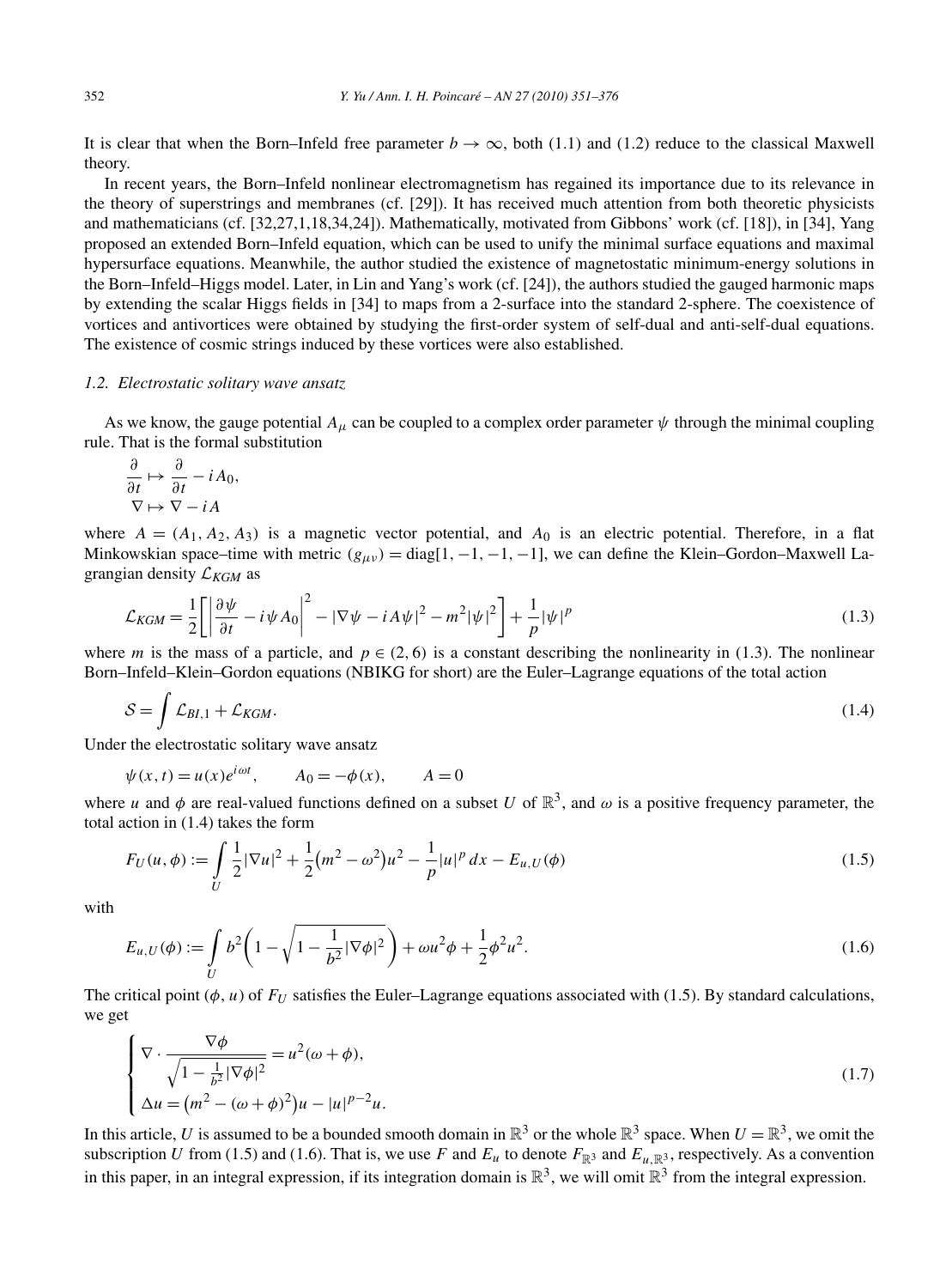It is clear that when the Born–Infeld free parameter $b \to \infty$, both (1.1) and (1.2) reduce to the classical Maxwell theory.

In recent years, the Born–Infeld nonlinear electromagnetism has regained its importance due to its relevance in the theory of superstrings and membranes (cf. [29]). It has received much attention from both theoretic physicists and mathematicians (cf. [32,27,1,18,34,24]). Mathematically, motivated from Gibbons' work (cf. [18]), in [34], Yang proposed an extended Born–Infeld equation, which can be used to unify the minimal surface equations and maximal hypersurface equations. Meanwhile, the author studied the existence of magnetostatic minimum-energy solutions in the Born–Infeld–Higgs model. Later, in Lin and Yang's work (cf. [24]), the authors studied the gauged harmonic maps by extending the scalar Higgs fields in [34] to maps from a 2-surface into the standard 2-sphere. The coexistence of vortices and antivortices were obtained by studying the first-order system of self-dual and anti-self-dual equations. The existence of cosmic strings induced by these vortices were also established.

### *1.2. Electrostatic solitary wave ansatz*

As we know, the gauge potential $A_\mu$ can be coupled to a complex order parameter $\psi$ through the minimal coupling rule. That is the formal substitution

$$\frac{\partial}{\partial t} \mapsto \frac{\partial}{\partial t} - iA_0,$$
$$\nabla \mapsto \nabla - iA$$

where $A = (A_1, A_2, A_3)$ is a magnetic vector potential, and $A_0$ is an electric potential. Therefore, in a flat Minkowskian space–time with metric $(g_{\mu\nu}) = \mathrm{diag}[1, -1, -1, -1]$, we can define the Klein–Gordon–Maxwell Lagrangian density $\mathcal{L}_{KGM}$ as

$$\mathcal{L}_{KGM} = \frac{1}{2}\left[\left|\frac{\partial \psi}{\partial t} - i\psi A_0\right|^2 - |\nabla\psi - iA\psi|^2 - m^2|\psi|^2\right] + \frac{1}{p}|\psi|^p \tag{1.3}$$

where $m$ is the mass of a particle, and $p \in (2, 6)$ is a constant describing the nonlinearity in (1.3). The nonlinear Born–Infeld–Klein–Gordon equations (NBIKG for short) are the Euler–Lagrange equations of the total action

$$\mathcal{S} = \int \mathcal{L}_{BI,1} + \mathcal{L}_{KGM}. \tag{1.4}$$

Under the electrostatic solitary wave ansatz

$$\psi(x, t) = u(x)e^{i\omega t}, \qquad A_0 = -\phi(x), \qquad A = 0$$

where $u$ and $\phi$ are real-valued functions defined on a subset $U$ of $\mathbb{R}^3$, and $\omega$ is a positive frequency parameter, the total action in (1.4) takes the form

$$F_U(u, \phi) := \int_U \frac{1}{2}|\nabla u|^2 + \frac{1}{2}\left(m^2 - \omega^2\right)u^2 - \frac{1}{p}|u|^p\, dx - E_{u,U}(\phi) \tag{1.5}$$

with

$$E_{u,U}(\phi) := \int_U b^2\left(1 - \sqrt{1 - \frac{1}{b^2}|\nabla\phi|^2}\right) + \omega u^2\phi + \frac{1}{2}\phi^2 u^2. \tag{1.6}$$

The critical point $(\phi, u)$ of $F_U$ satisfies the Euler–Lagrange equations associated with (1.5). By standard calculations, we get

$$\begin{cases} \nabla \cdot \dfrac{\nabla\phi}{\sqrt{1 - \frac{1}{b^2}|\nabla\phi|^2}} = u^2(\omega + \phi), \\ \Delta u = \left(m^2 - (\omega + \phi)^2\right)u - |u|^{p-2}u. \end{cases} \tag{1.7}$$

In this article, $U$ is assumed to be a bounded smooth domain in $\mathbb{R}^3$ or the whole $\mathbb{R}^3$ space. When $U = \mathbb{R}^3$, we omit the subscription $U$ from (1.5) and (1.6). That is, we use $F$ and $E_u$ to denote $F_{\mathbb{R}^3}$ and $E_{u,\mathbb{R}^3}$, respectively. As a convention in this paper, in an integral expression, if its integration domain is $\mathbb{R}^3$, we will omit $\mathbb{R}^3$ from the integral expression.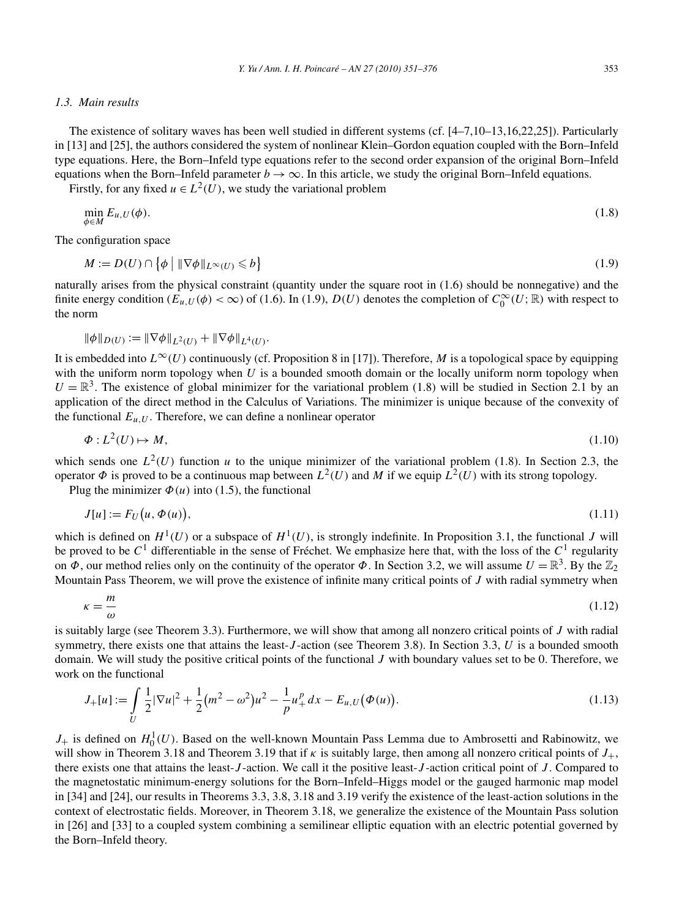### 1.3. Main results

The existence of solitary waves has been well studied in different systems (cf. [4–7,10–13,16,22,25]). Particularly in [13] and [25], the authors considered the system of nonlinear Klein–Gordon equation coupled with the Born–Infeld type equations. Here, the Born–Infeld type equations refer to the second order expansion of the original Born–Infeld equations when the Born–Infeld parameter $b \to \infty$. In this article, we study the original Born–Infeld equations.

Firstly, for any fixed $u \in L^2(U)$, we study the variational problem

$$\min_{\phi \in M} E_{u,U}(\phi). \tag{1.8}$$

The configuration space

$$M := D(U) \cap \{\phi \mid \|\nabla \phi\|_{L^\infty(U)} \leqslant b\} \tag{1.9}$$

naturally arises from the physical constraint (quantity under the square root in (1.6) should be nonnegative) and the finite energy condition ($E_{u,U}(\phi) < \infty$) of (1.6). In (1.9), $D(U)$ denotes the completion of $C_0^\infty(U; \mathbb{R})$ with respect to the norm

$$\|\phi\|_{D(U)} := \|\nabla \phi\|_{L^2(U)} + \|\nabla \phi\|_{L^4(U)}.$$

It is embedded into $L^\infty(U)$ continuously (cf. Proposition 8 in [17]). Therefore, $M$ is a topological space by equipping with the uniform norm topology when $U$ is a bounded smooth domain or the locally uniform norm topology when $U = \mathbb{R}^3$. The existence of global minimizer for the variational problem (1.8) will be studied in Section 2.1 by an application of the direct method in the Calculus of Variations. The minimizer is unique because of the convexity of the functional $E_{u,U}$. Therefore, we can define a nonlinear operator

$$\Phi : L^2(U) \mapsto M, \tag{1.10}$$

which sends one $L^2(U)$ function $u$ to the unique minimizer of the variational problem (1.8). In Section 2.3, the operator $\Phi$ is proved to be a continuous map between $L^2(U)$ and $M$ if we equip $L^2(U)$ with its strong topology.

Plug the minimizer $\Phi(u)$ into (1.5), the functional

$$J[u] := F_U\big(u, \Phi(u)\big), \tag{1.11}$$

which is defined on $H^1(U)$ or a subspace of $H^1(U)$, is strongly indefinite. In Proposition 3.1, the functional $J$ will be proved to be $C^1$ differentiable in the sense of Fréchet. We emphasize here that, with the loss of the $C^1$ regularity on $\Phi$, our method relies only on the continuity of the operator $\Phi$. In Section 3.2, we will assume $U = \mathbb{R}^3$. By the $\mathbb{Z}_2$ Mountain Pass Theorem, we will prove the existence of infinite many critical points of $J$ with radial symmetry when

$$\kappa = \frac{m}{\omega} \tag{1.12}$$

is suitably large (see Theorem 3.3). Furthermore, we will show that among all nonzero critical points of $J$ with radial symmetry, there exists one that attains the least-$J$-action (see Theorem 3.8). In Section 3.3, $U$ is a bounded smooth domain. We will study the positive critical points of the functional $J$ with boundary values set to be 0. Therefore, we work on the functional

$$J_+[u] := \int_U \frac{1}{2}|\nabla u|^2 + \frac{1}{2}\big(m^2 - \omega^2\big)u^2 - \frac{1}{p}u_+^p \, dx - E_{u,U}\big(\Phi(u)\big). \tag{1.13}$$

$J_+$ is defined on $H_0^1(U)$. Based on the well-known Mountain Pass Lemma due to Ambrosetti and Rabinowitz, we will show in Theorem 3.18 and Theorem 3.19 that if $\kappa$ is suitably large, then among all nonzero critical points of $J_+$, there exists one that attains the least-$J$-action. We call it the positive least-$J$-action critical point of $J$. Compared to the magnetostatic minimum-energy solutions for the Born–Infeld–Higgs model or the gauged harmonic map model in [34] and [24], our results in Theorems 3.3, 3.8, 3.18 and 3.19 verify the existence of the least-action solutions in the context of electrostatic fields. Moreover, in Theorem 3.18, we generalize the existence of the Mountain Pass solution in [26] and [33] to a coupled system combining a semilinear elliptic equation with an electric potential governed by the Born–Infeld theory.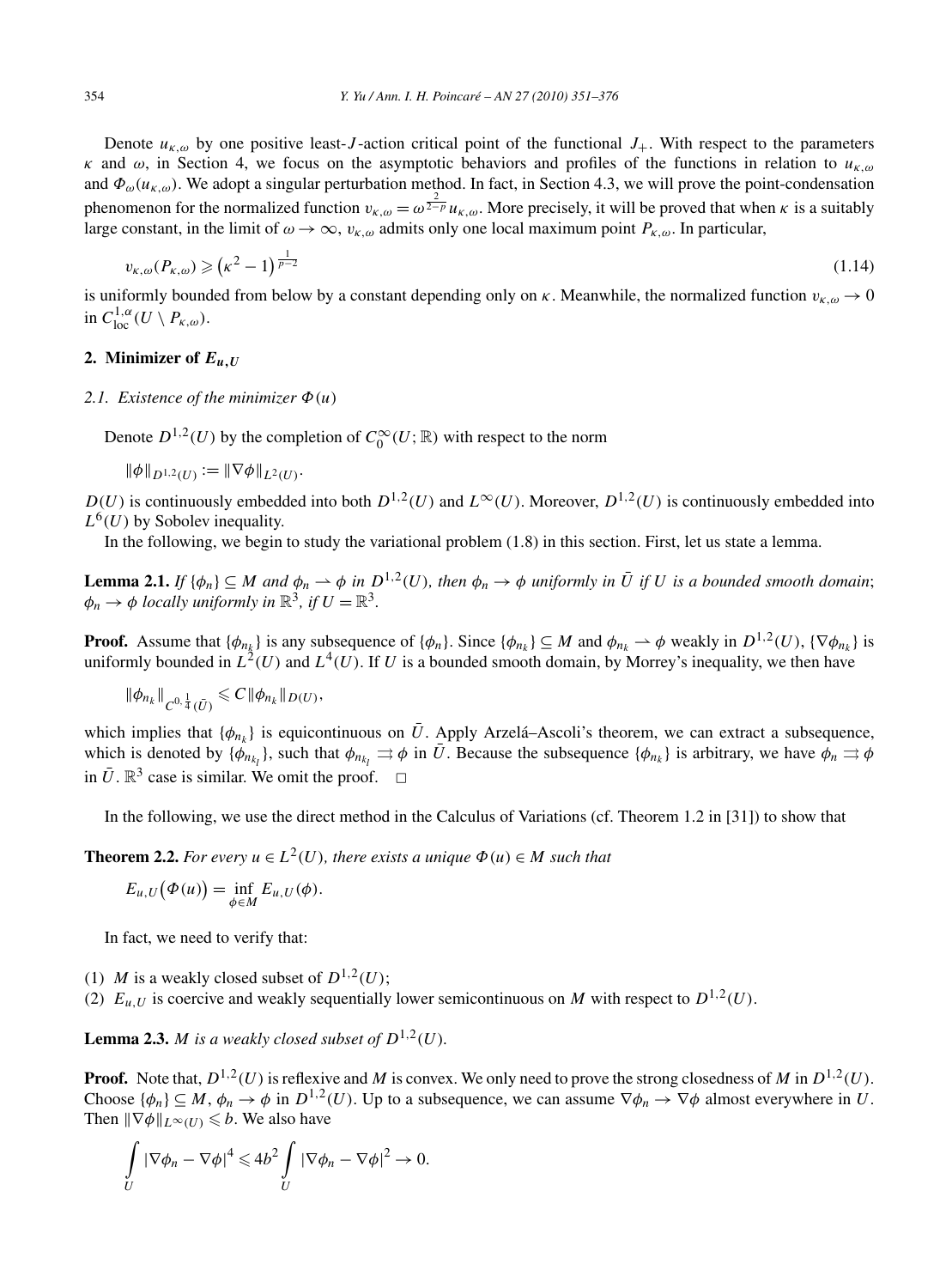Denote $u_{\kappa,\omega}$ by one positive least-$J$-action critical point of the functional $J_+$. With respect to the parameters $\kappa$ and $\omega$, in Section 4, we focus on the asymptotic behaviors and profiles of the functions in relation to $u_{\kappa,\omega}$ and $\Phi_\omega(u_{\kappa,\omega})$. We adopt a singular perturbation method. In fact, in Section 4.3, we will prove the point-condensation phenomenon for the normalized function $v_{\kappa,\omega} = \omega^{\frac{2}{2-p}} u_{\kappa,\omega}$. More precisely, it will be proved that when $\kappa$ is a suitably large constant, in the limit of $\omega \to \infty$, $v_{\kappa,\omega}$ admits only one local maximum point $P_{\kappa,\omega}$. In particular,

$$v_{\kappa,\omega}(P_{\kappa,\omega}) \geqslant \left(\kappa^2 - 1\right)^{\frac{1}{p-2}} \tag{1.14}$$

is uniformly bounded from below by a constant depending only on $\kappa$. Meanwhile, the normalized function $v_{\kappa,\omega} \to 0$ in $C^{1,\alpha}_{\mathrm{loc}}(U \setminus P_{\kappa,\omega})$.

## 2. Minimizer of $E_{u,U}$

### 2.1. Existence of the minimizer $\Phi(u)$

Denote $D^{1,2}(U)$ by the completion of $C_0^\infty(U; \mathbb{R})$ with respect to the norm

$$\|\phi\|_{D^{1,2}(U)} := \|\nabla \phi\|_{L^2(U)}.$$

$D(U)$ is continuously embedded into both $D^{1,2}(U)$ and $L^\infty(U)$. Moreover, $D^{1,2}(U)$ is continuously embedded into $L^6(U)$ by Sobolev inequality.

In the following, we begin to study the variational problem (1.8) in this section. First, let us state a lemma.

**Lemma 2.1.** *If $\{\phi_n\} \subseteq M$ and $\phi_n \rightharpoonup \phi$ in $D^{1,2}(U)$, then $\phi_n \to \phi$ uniformly in $\bar{U}$ if $U$ is a bounded smooth domain; $\phi_n \to \phi$ locally uniformly in $\mathbb{R}^3$, if $U = \mathbb{R}^3$.*

**Proof.** Assume that $\{\phi_{n_k}\}$ is any subsequence of $\{\phi_n\}$. Since $\{\phi_{n_k}\} \subseteq M$ and $\phi_{n_k} \rightharpoonup \phi$ weakly in $D^{1,2}(U)$, $\{\nabla \phi_{n_k}\}$ is uniformly bounded in $L^2(U)$ and $L^4(U)$. If $U$ is a bounded smooth domain, by Morrey's inequality, we then have

$$\|\phi_{n_k}\|_{C^{0,\frac{1}{4}}(\bar{U})} \leqslant C \|\phi_{n_k}\|_{D(U)},$$

which implies that $\{\phi_{n_k}\}$ is equicontinuous on $\bar{U}$. Apply Arzelá–Ascoli's theorem, we can extract a subsequence, which is denoted by $\{\phi_{n_{k_l}}\}$, such that $\phi_{n_{k_l}} \rightrightarrows \phi$ in $\bar{U}$. Because the subsequence $\{\phi_{n_k}\}$ is arbitrary, we have $\phi_n \rightrightarrows \phi$ in $\bar{U}$. $\mathbb{R}^3$ case is similar. We omit the proof. □

In the following, we use the direct method in the Calculus of Variations (cf. Theorem 1.2 in [31]) to show that

**Theorem 2.2.** *For every $u \in L^2(U)$, there exists a unique $\Phi(u) \in M$ such that*

$$E_{u,U}\big(\Phi(u)\big) = \inf_{\phi \in M} E_{u,U}(\phi).$$

In fact, we need to verify that:

(1) $M$ is a weakly closed subset of $D^{1,2}(U)$;
(2) $E_{u,U}$ is coercive and weakly sequentially lower semicontinuous on $M$ with respect to $D^{1,2}(U)$.

**Lemma 2.3.** *$M$ is a weakly closed subset of $D^{1,2}(U)$.*

**Proof.** Note that, $D^{1,2}(U)$ is reflexive and $M$ is convex. We only need to prove the strong closedness of $M$ in $D^{1,2}(U)$. Choose $\{\phi_n\} \subseteq M$, $\phi_n \to \phi$ in $D^{1,2}(U)$. Up to a subsequence, we can assume $\nabla \phi_n \to \nabla \phi$ almost everywhere in $U$. Then $\|\nabla \phi\|_{L^\infty(U)} \leqslant b$. We also have

$$\int_U |\nabla \phi_n - \nabla \phi|^4 \leqslant 4b^2 \int_U |\nabla \phi_n - \nabla \phi|^2 \to 0.$$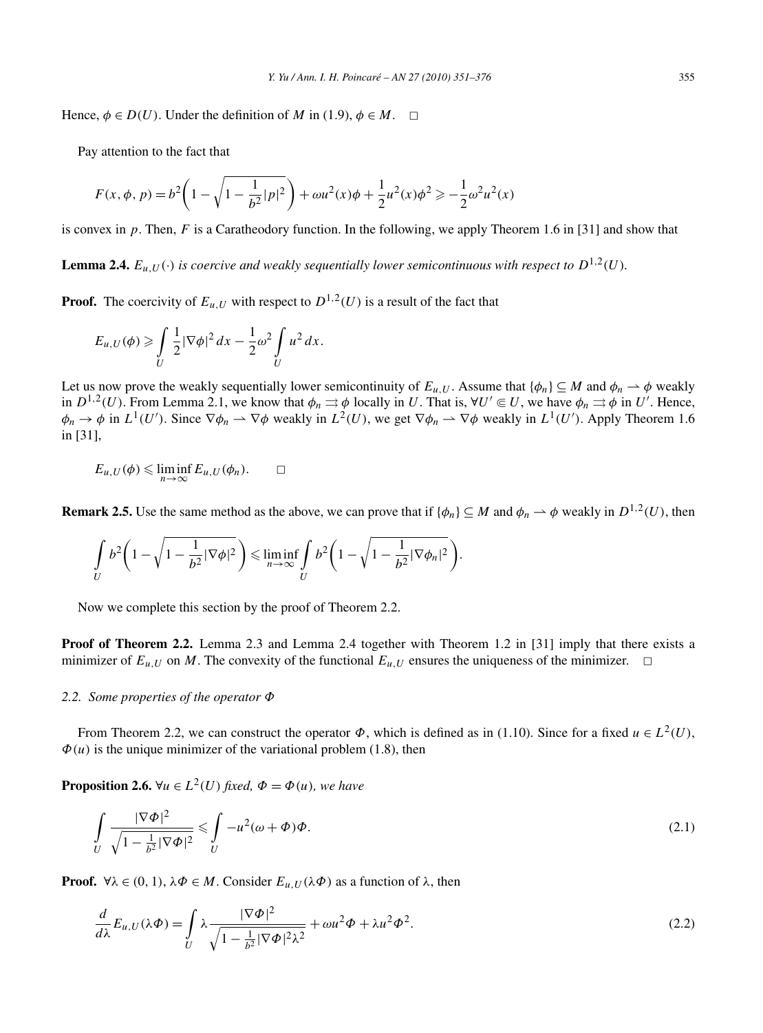Hence, $\phi \in D(U)$. Under the definition of $M$ in (1.9), $\phi \in M$. $\square$

Pay attention to the fact that

$$F(x,\phi,p) = b^2\left(1-\sqrt{1-\frac{1}{b^2}|p|^2}\right) + \omega u^2(x)\phi + \frac{1}{2}u^2(x)\phi^2 \geqslant -\frac{1}{2}\omega^2 u^2(x)$$

is convex in $p$. Then, $F$ is a Caratheodory function. In the following, we apply Theorem 1.6 in [31] and show that

**Lemma 2.4.** *$E_{u,U}(\cdot)$ is coercive and weakly sequentially lower semicontinuous with respect to $D^{1,2}(U)$.*

**Proof.** The coercivity of $E_{u,U}$ with respect to $D^{1,2}(U)$ is a result of the fact that

$$E_{u,U}(\phi) \geqslant \int_U \frac{1}{2}|\nabla\phi|^2\,dx - \frac{1}{2}\omega^2\int_U u^2\,dx.$$

Let us now prove the weakly sequentially lower semicontinuity of $E_{u,U}$. Assume that $\{\phi_n\} \subseteq M$ and $\phi_n \rightharpoonup \phi$ weakly in $D^{1,2}(U)$. From Lemma 2.1, we know that $\phi_n \rightrightarrows \phi$ locally in $U$. That is, $\forall U' \Subset U$, we have $\phi_n \rightrightarrows \phi$ in $U'$. Hence, $\phi_n \to \phi$ in $L^1(U')$. Since $\nabla\phi_n \rightharpoonup \nabla\phi$ weakly in $L^2(U)$, we get $\nabla\phi_n \rightharpoonup \nabla\phi$ weakly in $L^1(U')$. Apply Theorem 1.6 in [31],

$$E_{u,U}(\phi) \leqslant \liminf_{n\to\infty} E_{u,U}(\phi_n). \qquad \square$$

**Remark 2.5.** Use the same method as the above, we can prove that if $\{\phi_n\} \subseteq M$ and $\phi_n \rightharpoonup \phi$ weakly in $D^{1,2}(U)$, then

$$\int_U b^2\left(1-\sqrt{1-\frac{1}{b^2}|\nabla\phi|^2}\right) \leqslant \liminf_{n\to\infty}\int_U b^2\left(1-\sqrt{1-\frac{1}{b^2}|\nabla\phi_n|^2}\right).$$

Now we complete this section by the proof of Theorem 2.2.

**Proof of Theorem 2.2.** Lemma 2.3 and Lemma 2.4 together with Theorem 1.2 in [31] imply that there exists a minimizer of $E_{u,U}$ on $M$. The convexity of the functional $E_{u,U}$ ensures the uniqueness of the minimizer. $\square$

### 2.2. Some properties of the operator $\Phi$

From Theorem 2.2, we can construct the operator $\Phi$, which is defined as in (1.10). Since for a fixed $u \in L^2(U)$, $\Phi(u)$ is the unique minimizer of the variational problem (1.8), then

**Proposition 2.6.** *$\forall u \in L^2(U)$ fixed, $\Phi = \Phi(u)$, we have*

$$\int_U \frac{|\nabla\Phi|^2}{\sqrt{1-\frac{1}{b^2}|\nabla\Phi|^2}} \leqslant \int_U -u^2(\omega+\Phi)\Phi. \tag{2.1}$$

**Proof.** $\forall\lambda \in (0,1)$, $\lambda\Phi \in M$. Consider $E_{u,U}(\lambda\Phi)$ as a function of $\lambda$, then

$$\frac{d}{d\lambda}E_{u,U}(\lambda\Phi) = \int_U \lambda\frac{|\nabla\Phi|^2}{\sqrt{1-\frac{1}{b^2}|\nabla\Phi|^2\lambda^2}} + \omega u^2\Phi + \lambda u^2\Phi^2. \tag{2.2}$$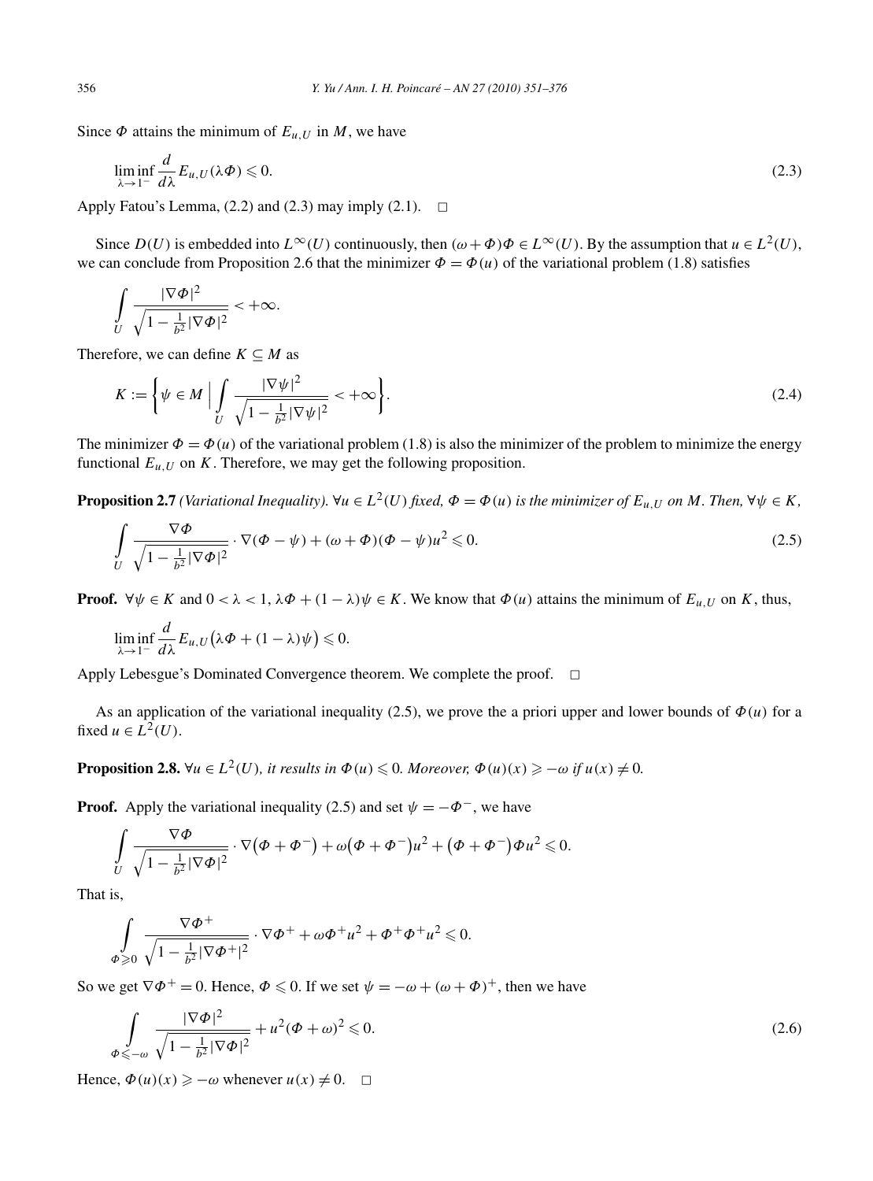Since $\Phi$ attains the minimum of $E_{u,U}$ in $M$, we have

$$\liminf_{\lambda \to 1^-} \frac{d}{d\lambda} E_{u,U}(\lambda \Phi) \leqslant 0. \tag{2.3}$$

Apply Fatou's Lemma, (2.2) and (2.3) may imply (2.1). □

Since $D(U)$ is embedded into $L^\infty(U)$ continuously, then $(\omega + \Phi)\Phi \in L^\infty(U)$. By the assumption that $u \in L^2(U)$, we can conclude from Proposition 2.6 that the minimizer $\Phi = \Phi(u)$ of the variational problem (1.8) satisfies

$$\int_U \frac{|\nabla \Phi|^2}{\sqrt{1 - \frac{1}{b^2}|\nabla \Phi|^2}} < +\infty.$$

Therefore, we can define $K \subseteq M$ as

$$K := \left\{ \psi \in M \;\Big|\; \int_U \frac{|\nabla \psi|^2}{\sqrt{1 - \frac{1}{b^2}|\nabla \psi|^2}} < +\infty \right\}. \tag{2.4}$$

The minimizer $\Phi = \Phi(u)$ of the variational problem (1.8) is also the minimizer of the problem to minimize the energy functional $E_{u,U}$ on $K$. Therefore, we may get the following proposition.

**Proposition 2.7** *(Variational Inequality). $\forall u \in L^2(U)$ fixed, $\Phi = \Phi(u)$ is the minimizer of $E_{u,U}$ on $M$. Then, $\forall \psi \in K$,*

$$\int_U \frac{\nabla \Phi}{\sqrt{1 - \frac{1}{b^2}|\nabla \Phi|^2}} \cdot \nabla(\Phi - \psi) + (\omega + \Phi)(\Phi - \psi)u^2 \leqslant 0. \tag{2.5}$$

**Proof.** $\forall \psi \in K$ and $0 < \lambda < 1$, $\lambda \Phi + (1 - \lambda)\psi \in K$. We know that $\Phi(u)$ attains the minimum of $E_{u,U}$ on $K$, thus,

$$\liminf_{\lambda \to 1^-} \frac{d}{d\lambda} E_{u,U}\big(\lambda \Phi + (1 - \lambda)\psi\big) \leqslant 0.$$

Apply Lebesgue's Dominated Convergence theorem. We complete the proof. □

As an application of the variational inequality (2.5), we prove the a priori upper and lower bounds of $\Phi(u)$ for a fixed $u \in L^2(U)$.

**Proposition 2.8.** *$\forall u \in L^2(U)$, it results in $\Phi(u) \leqslant 0$. Moreover, $\Phi(u)(x) \geqslant -\omega$ if $u(x) \neq 0$.*

**Proof.** Apply the variational inequality (2.5) and set $\psi = -\Phi^-$, we have

$$\int_U \frac{\nabla \Phi}{\sqrt{1 - \frac{1}{b^2}|\nabla \Phi|^2}} \cdot \nabla\big(\Phi + \Phi^-\big) + \omega\big(\Phi + \Phi^-\big)u^2 + \big(\Phi + \Phi^-\big)\Phi u^2 \leqslant 0.$$

That is,

$$\int_{\Phi \geqslant 0} \frac{\nabla \Phi^+}{\sqrt{1 - \frac{1}{b^2}|\nabla \Phi^+|^2}} \cdot \nabla \Phi^+ + \omega \Phi^+ u^2 + \Phi^+ \Phi^+ u^2 \leqslant 0.$$

So we get $\nabla \Phi^+ = 0$. Hence, $\Phi \leqslant 0$. If we set $\psi = -\omega + (\omega + \Phi)^+$, then we have

$$\int_{\Phi \leqslant -\omega} \frac{|\nabla \Phi|^2}{\sqrt{1 - \frac{1}{b^2}|\nabla \Phi|^2}} + u^2(\Phi + \omega)^2 \leqslant 0. \tag{2.6}$$

Hence, $\Phi(u)(x) \geqslant -\omega$ whenever $u(x) \neq 0$. □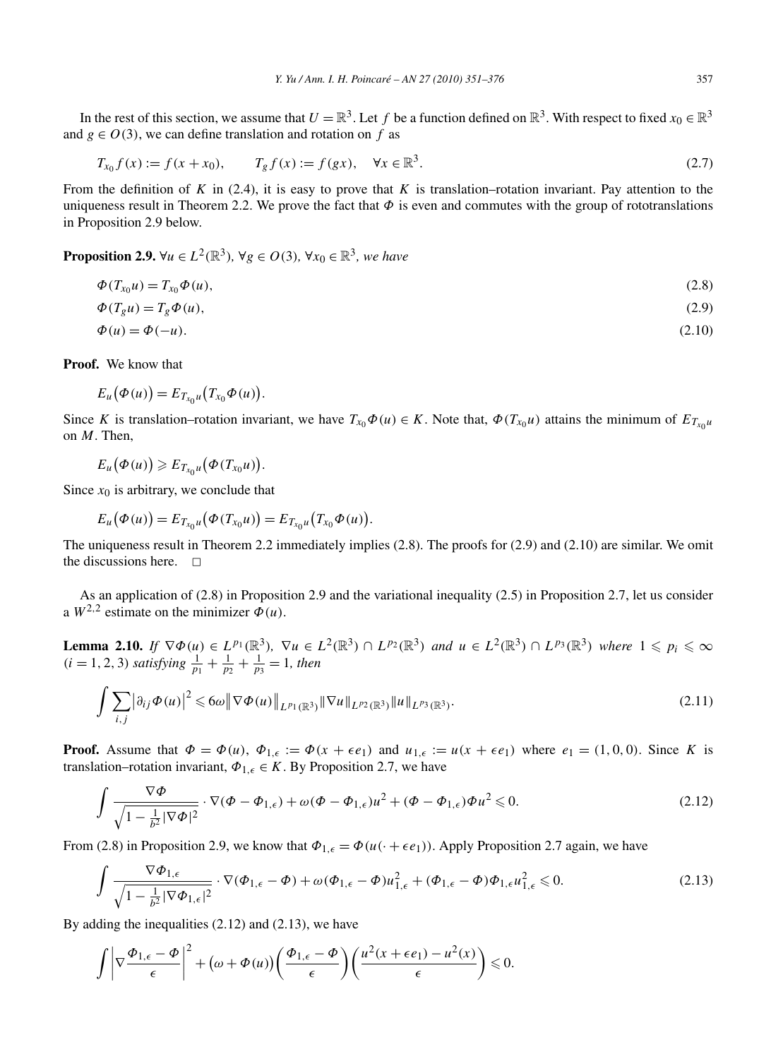In the rest of this section, we assume that $U = \mathbb{R}^3$. Let $f$ be a function defined on $\mathbb{R}^3$. With respect to fixed $x_0 \in \mathbb{R}^3$ and $g \in O(3)$, we can define translation and rotation on $f$ as

$$T_{x_0} f(x) := f(x + x_0), \qquad T_g f(x) := f(gx), \quad \forall x \in \mathbb{R}^3. \tag{2.7}$$

From the definition of $K$ in (2.4), it is easy to prove that $K$ is translation–rotation invariant. Pay attention to the uniqueness result in Theorem 2.2. We prove the fact that $\Phi$ is even and commutes with the group of rototranslations in Proposition 2.9 below.

**Proposition 2.9.** *$\forall u \in L^2(\mathbb{R}^3)$, $\forall g \in O(3)$, $\forall x_0 \in \mathbb{R}^3$, we have*

$$\Phi(T_{x_0} u) = T_{x_0} \Phi(u), \tag{2.8}$$

$$\Phi(T_g u) = T_g \Phi(u), \tag{2.9}$$

$$\Phi(u) = \Phi(-u). \tag{2.10}$$

**Proof.** We know that

$$E_u\big(\Phi(u)\big) = E_{T_{x_0} u}\big(T_{x_0} \Phi(u)\big).$$

Since $K$ is translation–rotation invariant, we have $T_{x_0} \Phi(u) \in K$. Note that, $\Phi(T_{x_0} u)$ attains the minimum of $E_{T_{x_0} u}$ on $M$. Then,

$$E_u\big(\Phi(u)\big) \geqslant E_{T_{x_0} u}\big(\Phi(T_{x_0} u)\big).$$

Since $x_0$ is arbitrary, we conclude that

$$E_u\big(\Phi(u)\big) = E_{T_{x_0} u}\big(\Phi(T_{x_0} u)\big) = E_{T_{x_0} u}\big(T_{x_0} \Phi(u)\big).$$

The uniqueness result in Theorem 2.2 immediately implies (2.8). The proofs for (2.9) and (2.10) are similar. We omit the discussions here. $\square$

As an application of (2.8) in Proposition 2.9 and the variational inequality (2.5) in Proposition 2.7, let us consider a $W^{2,2}$ estimate on the minimizer $\Phi(u)$.

**Lemma 2.10.** *If $\nabla \Phi(u) \in L^{p_1}(\mathbb{R}^3)$, $\nabla u \in L^2(\mathbb{R}^3) \cap L^{p_2}(\mathbb{R}^3)$ and $u \in L^2(\mathbb{R}^3) \cap L^{p_3}(\mathbb{R}^3)$ where $1 \leqslant p_i \leqslant \infty$ ($i = 1, 2, 3$) satisfying $\frac{1}{p_1} + \frac{1}{p_2} + \frac{1}{p_3} = 1$, then*

$$\int \sum_{i,j} \big|\partial_{ij} \Phi(u)\big|^2 \leqslant 6\omega \big\|\nabla \Phi(u)\big\|_{L^{p_1}(\mathbb{R}^3)} \|\nabla u\|_{L^{p_2}(\mathbb{R}^3)} \|u\|_{L^{p_3}(\mathbb{R}^3)}. \tag{2.11}$$

**Proof.** Assume that $\Phi = \Phi(u)$, $\Phi_{1,\epsilon} := \Phi(x + \epsilon e_1)$ and $u_{1,\epsilon} := u(x + \epsilon e_1)$ where $e_1 = (1, 0, 0)$. Since $K$ is translation–rotation invariant, $\Phi_{1,\epsilon} \in K$. By Proposition 2.7, we have

$$\int \frac{\nabla \Phi}{\sqrt{1 - \frac{1}{b^2}|\nabla \Phi|^2}} \cdot \nabla(\Phi - \Phi_{1,\epsilon}) + \omega(\Phi - \Phi_{1,\epsilon})u^2 + (\Phi - \Phi_{1,\epsilon})\Phi u^2 \leqslant 0. \tag{2.12}$$

From (2.8) in Proposition 2.9, we know that $\Phi_{1,\epsilon} = \Phi(u(\cdot + \epsilon e_1))$. Apply Proposition 2.7 again, we have

$$\int \frac{\nabla \Phi_{1,\epsilon}}{\sqrt{1 - \frac{1}{b^2}|\nabla \Phi_{1,\epsilon}|^2}} \cdot \nabla(\Phi_{1,\epsilon} - \Phi) + \omega(\Phi_{1,\epsilon} - \Phi)u_{1,\epsilon}^2 + (\Phi_{1,\epsilon} - \Phi)\Phi_{1,\epsilon} u_{1,\epsilon}^2 \leqslant 0. \tag{2.13}$$

By adding the inequalities (2.12) and (2.13), we have

$$\int \left|\nabla \frac{\Phi_{1,\epsilon} - \Phi}{\epsilon}\right|^2 + \big(\omega + \Phi(u)\big)\left(\frac{\Phi_{1,\epsilon} - \Phi}{\epsilon}\right)\left(\frac{u^2(x + \epsilon e_1) - u^2(x)}{\epsilon}\right) \leqslant 0.$$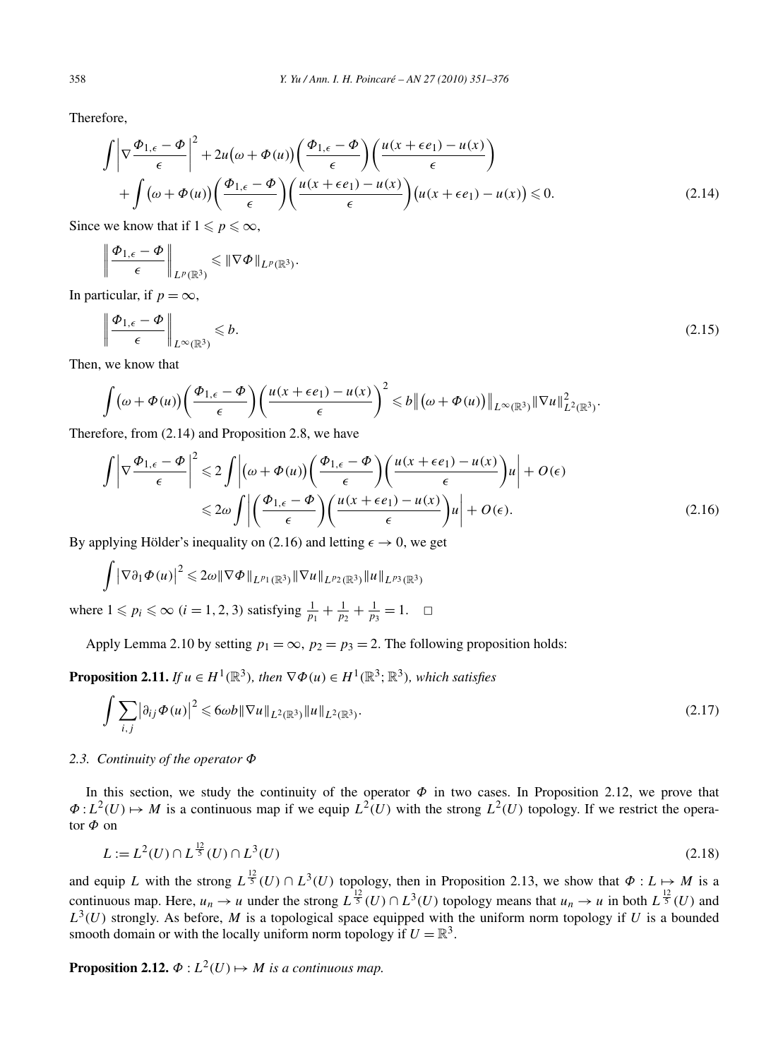Therefore,

$$\int \left|\nabla \frac{\Phi_{1,\epsilon}-\Phi}{\epsilon}\right|^2 + 2u\big(\omega+\Phi(u)\big)\left(\frac{\Phi_{1,\epsilon}-\Phi}{\epsilon}\right)\left(\frac{u(x+\epsilon e_1)-u(x)}{\epsilon}\right)$$
$$+\int \big(\omega+\Phi(u)\big)\left(\frac{\Phi_{1,\epsilon}-\Phi}{\epsilon}\right)\left(\frac{u(x+\epsilon e_1)-u(x)}{\epsilon}\right)\big(u(x+\epsilon e_1)-u(x)\big)\leqslant 0. \tag{2.14}$$

Since we know that if $1\leqslant p\leqslant\infty$,

$$\left\|\frac{\Phi_{1,\epsilon}-\Phi}{\epsilon}\right\|_{L^p(\mathbb{R}^3)}\leqslant \|\nabla\Phi\|_{L^p(\mathbb{R}^3)}.$$

In particular, if $p=\infty$,

$$\left\|\frac{\Phi_{1,\epsilon}-\Phi}{\epsilon}\right\|_{L^\infty(\mathbb{R}^3)}\leqslant b. \tag{2.15}$$

Then, we know that

$$\int \big(\omega+\Phi(u)\big)\left(\frac{\Phi_{1,\epsilon}-\Phi}{\epsilon}\right)\left(\frac{u(x+\epsilon e_1)-u(x)}{\epsilon}\right)^2\leqslant b\big\|\big(\omega+\Phi(u)\big)\big\|_{L^\infty(\mathbb{R}^3)}\|\nabla u\|^2_{L^2(\mathbb{R}^3)}.$$

Therefore, from (2.14) and Proposition 2.8, we have

$$\int \left|\nabla \frac{\Phi_{1,\epsilon}-\Phi}{\epsilon}\right|^2 \leqslant 2\int\left|\big(\omega+\Phi(u)\big)\left(\frac{\Phi_{1,\epsilon}-\Phi}{\epsilon}\right)\left(\frac{u(x+\epsilon e_1)-u(x)}{\epsilon}\right)u\right| + O(\epsilon)$$
$$\leqslant 2\omega\int\left|\left(\frac{\Phi_{1,\epsilon}-\Phi}{\epsilon}\right)\left(\frac{u(x+\epsilon e_1)-u(x)}{\epsilon}\right)u\right| + O(\epsilon). \tag{2.16}$$

By applying Hölder's inequality on (2.16) and letting $\epsilon\to 0$, we get

$$\int \big|\nabla\partial_1\Phi(u)\big|^2\leqslant 2\omega\|\nabla\Phi\|_{L^{p_1}(\mathbb{R}^3)}\|\nabla u\|_{L^{p_2}(\mathbb{R}^3)}\|u\|_{L^{p_3}(\mathbb{R}^3)}$$

where $1\leqslant p_i\leqslant\infty$ $(i=1,2,3)$ satisfying $\frac{1}{p_1}+\frac{1}{p_2}+\frac{1}{p_3}=1$. $\square$

Apply Lemma 2.10 by setting $p_1=\infty$, $p_2=p_3=2$. The following proposition holds:

**Proposition 2.11.** *If $u\in H^1(\mathbb{R}^3)$, then $\nabla\Phi(u)\in H^1(\mathbb{R}^3;\mathbb{R}^3)$, which satisfies*

$$\int\sum_{i,j}\big|\partial_{ij}\Phi(u)\big|^2\leqslant 6\omega b\|\nabla u\|_{L^2(\mathbb{R}^3)}\|u\|_{L^2(\mathbb{R}^3)}. \tag{2.17}$$

### 2.3. Continuity of the operator $\Phi$

In this section, we study the continuity of the operator $\Phi$ in two cases. In Proposition 2.12, we prove that $\Phi: L^2(U)\mapsto M$ is a continuous map if we equip $L^2(U)$ with the strong $L^2(U)$ topology. If we restrict the operator $\Phi$ on

$$L:=L^2(U)\cap L^{\frac{12}{5}}(U)\cap L^3(U) \tag{2.18}$$

and equip $L$ with the strong $L^{\frac{12}{5}}(U)\cap L^3(U)$ topology, then in Proposition 2.13, we show that $\Phi: L\mapsto M$ is a continuous map. Here, $u_n\to u$ under the strong $L^{\frac{12}{5}}(U)\cap L^3(U)$ topology means that $u_n\to u$ in both $L^{\frac{12}{5}}(U)$ and $L^3(U)$ strongly. As before, $M$ is a topological space equipped with the uniform norm topology if $U$ is a bounded smooth domain or with the locally uniform norm topology if $U=\mathbb{R}^3$.

**Proposition 2.12.** *$\Phi: L^2(U)\mapsto M$ is a continuous map.*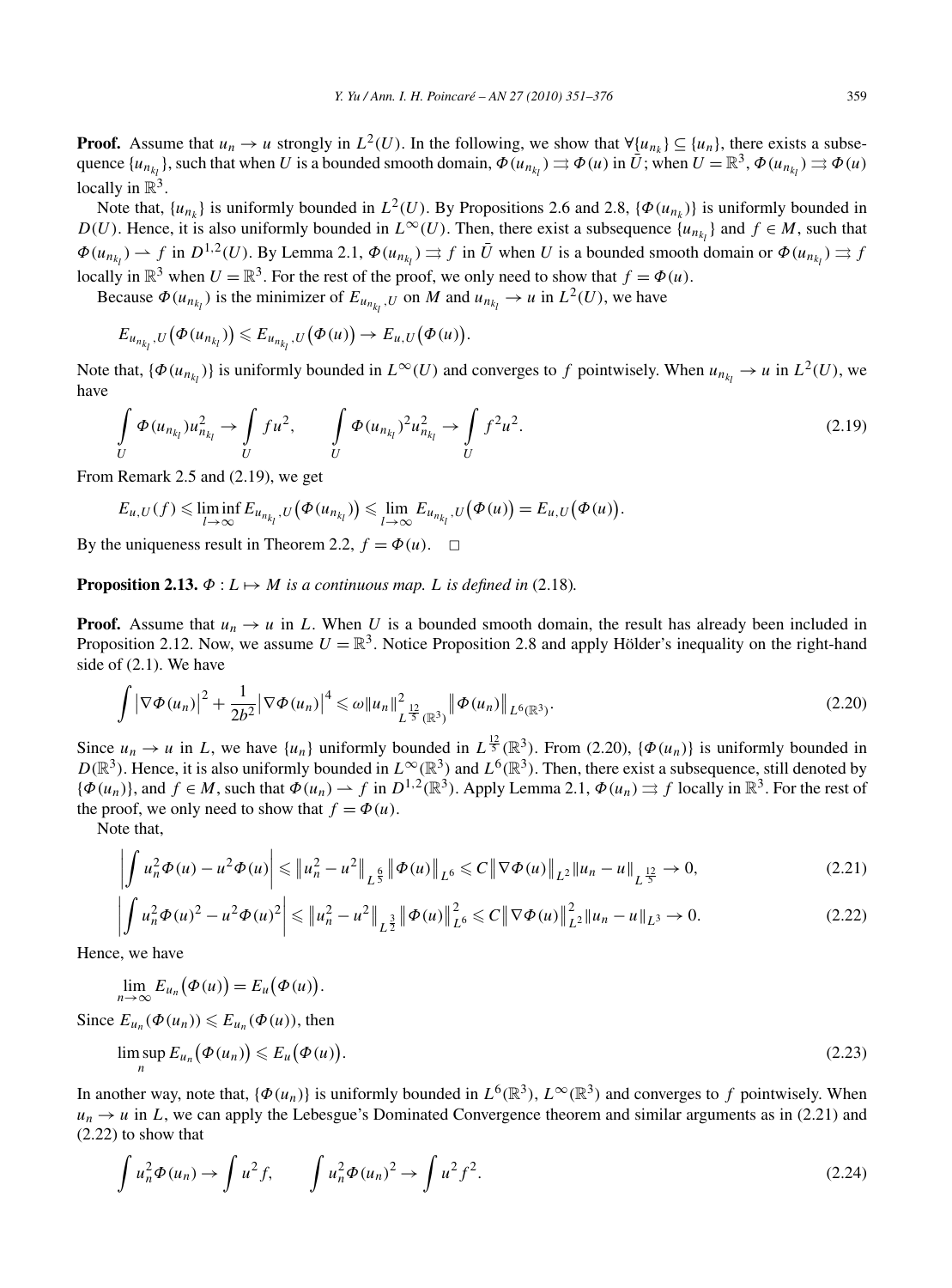**Proof.** Assume that $u_n \to u$ strongly in $L^2(U)$. In the following, we show that $\forall \{u_{n_k}\} \subseteq \{u_n\}$, there exists a subsequence $\{u_{n_{k_l}}\}$, such that when $U$ is a bounded smooth domain, $\Phi(u_{n_{k_l}}) \rightrightarrows \Phi(u)$ in $\bar{U}$; when $U = \mathbb{R}^3$, $\Phi(u_{n_{k_l}}) \rightrightarrows \Phi(u)$ locally in $\mathbb{R}^3$.

Note that, $\{u_{n_k}\}$ is uniformly bounded in $L^2(U)$. By Propositions 2.6 and 2.8, $\{\Phi(u_{n_k})\}$ is uniformly bounded in $D(U)$. Hence, it is also uniformly bounded in $L^\infty(U)$. Then, there exist a subsequence $\{u_{n_{k_l}}\}$ and $f \in M$, such that $\Phi(u_{n_{k_l}}) \rightharpoonup f$ in $D^{1,2}(U)$. By Lemma 2.1, $\Phi(u_{n_{k_l}}) \rightrightarrows f$ in $\bar{U}$ when $U$ is a bounded smooth domain or $\Phi(u_{n_{k_l}}) \rightrightarrows f$ locally in $\mathbb{R}^3$ when $U = \mathbb{R}^3$. For the rest of the proof, we only need to show that $f = \Phi(u)$.

Because $\Phi(u_{n_{k_l}})$ is the minimizer of $E_{u_{n_{k_l}},U}$ on $M$ and $u_{n_{k_l}} \to u$ in $L^2(U)$, we have

$$E_{u_{n_{k_l}},U}\big(\Phi(u_{n_{k_l}})\big) \leqslant E_{u_{n_{k_l}},U}\big(\Phi(u)\big) \to E_{u,U}\big(\Phi(u)\big).$$

Note that, $\{\Phi(u_{n_{k_l}})\}$ is uniformly bounded in $L^\infty(U)$ and converges to $f$ pointwisely. When $u_{n_{k_l}} \to u$ in $L^2(U)$, we have

$$\int_U \Phi(u_{n_{k_l}}) u_{n_{k_l}}^2 \to \int_U f u^2, \qquad \int_U \Phi(u_{n_{k_l}})^2 u_{n_{k_l}}^2 \to \int_U f^2 u^2. \tag{2.19}$$

From Remark 2.5 and (2.19), we get

$$E_{u,U}(f) \leqslant \liminf_{l\to\infty} E_{u_{n_{k_l}},U}\big(\Phi(u_{n_{k_l}})\big) \leqslant \lim_{l\to\infty} E_{u_{n_{k_l}},U}\big(\Phi(u)\big) = E_{u,U}\big(\Phi(u)\big).$$

By the uniqueness result in Theorem 2.2, $f = \Phi(u)$. $\square$

**Proposition 2.13.** *$\Phi : L \mapsto M$ is a continuous map. $L$ is defined in* (2.18)*.*

**Proof.** Assume that $u_n \to u$ in $L$. When $U$ is a bounded smooth domain, the result has already been included in Proposition 2.12. Now, we assume $U = \mathbb{R}^3$. Notice Proposition 2.8 and apply Hölder's inequality on the right-hand side of (2.1). We have

$$\int \big|\nabla \Phi(u_n)\big|^2 + \frac{1}{2b^2}\big|\nabla \Phi(u_n)\big|^4 \leqslant \omega \|u_n\|^2_{L^{\frac{12}{5}}(\mathbb{R}^3)} \big\|\Phi(u_n)\big\|_{L^6(\mathbb{R}^3)}. \tag{2.20}$$

Since $u_n \to u$ in $L$, we have $\{u_n\}$ uniformly bounded in $L^{\frac{12}{5}}(\mathbb{R}^3)$. From (2.20), $\{\Phi(u_n)\}$ is uniformly bounded in $D(\mathbb{R}^3)$. Hence, it is also uniformly bounded in $L^\infty(\mathbb{R}^3)$ and $L^6(\mathbb{R}^3)$. Then, there exist a subsequence, still denoted by $\{\Phi(u_n)\}$, and $f \in M$, such that $\Phi(u_n) \rightharpoonup f$ in $D^{1,2}(\mathbb{R}^3)$. Apply Lemma 2.1, $\Phi(u_n) \rightrightarrows f$ locally in $\mathbb{R}^3$. For the rest of the proof, we only need to show that $f = \Phi(u)$.

Note that,

$$\left|\int u_n^2 \Phi(u) - u^2 \Phi(u)\right| \leqslant \big\|u_n^2 - u^2\big\|_{L^{\frac{6}{5}}} \big\|\Phi(u)\big\|_{L^6} \leqslant C \big\|\nabla \Phi(u)\big\|_{L^2} \|u_n - u\|_{L^{\frac{12}{5}}} \to 0, \tag{2.21}$$

$$\left|\int u_n^2 \Phi(u)^2 - u^2 \Phi(u)^2\right| \leqslant \big\|u_n^2 - u^2\big\|_{L^{\frac{3}{2}}} \big\|\Phi(u)\big\|^2_{L^6} \leqslant C \big\|\nabla \Phi(u)\big\|^2_{L^2} \|u_n - u\|_{L^3} \to 0. \tag{2.22}$$

Hence, we have

$$\lim_{n\to\infty} E_{u_n}\big(\Phi(u)\big) = E_u\big(\Phi(u)\big).$$

Since $E_{u_n}(\Phi(u_n)) \leqslant E_{u_n}(\Phi(u))$, then

$$\limsup_n E_{u_n}\big(\Phi(u_n)\big) \leqslant E_u\big(\Phi(u)\big). \tag{2.23}$$

In another way, note that, $\{\Phi(u_n)\}$ is uniformly bounded in $L^6(\mathbb{R}^3)$, $L^\infty(\mathbb{R}^3)$ and converges to $f$ pointwisely. When $u_n \to u$ in $L$, we can apply the Lebesgue's Dominated Convergence theorem and similar arguments as in (2.21) and (2.22) to show that

$$\int u_n^2 \Phi(u_n) \to \int u^2 f, \qquad \int u_n^2 \Phi(u_n)^2 \to \int u^2 f^2. \tag{2.24}$$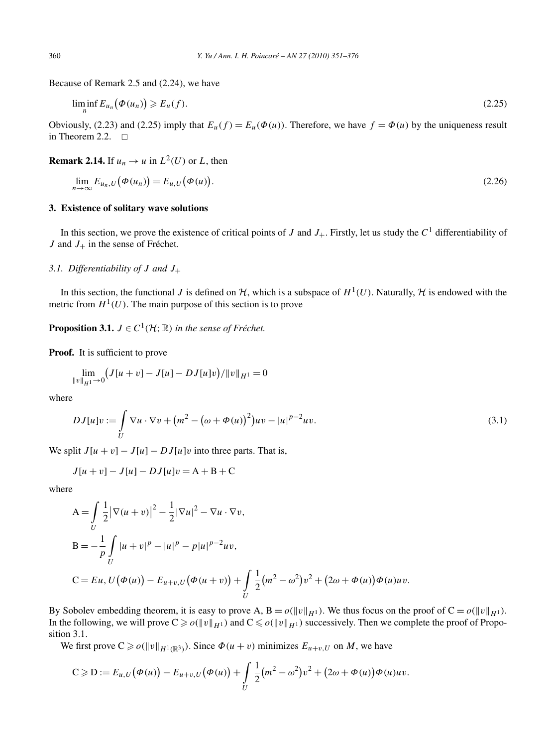Because of Remark 2.5 and (2.24), we have

$$\liminf_n E_{u_n}\big(\Phi(u_n)\big) \geqslant E_u(f). \tag{2.25}$$

Obviously, (2.23) and (2.25) imply that $E_u(f) = E_u(\Phi(u))$. Therefore, we have $f = \Phi(u)$ by the uniqueness result in Theorem 2.2. □

**Remark 2.14.** If $u_n \to u$ in $L^2(U)$ or $L$, then

$$\lim_{n\to\infty} E_{u_n,U}\big(\Phi(u_n)\big) = E_{u,U}\big(\Phi(u)\big). \tag{2.26}$$

## 3. Existence of solitary wave solutions

In this section, we prove the existence of critical points of $J$ and $J_+$. Firstly, let us study the $C^1$ differentiability of $J$ and $J_+$ in the sense of Fréchet.

### 3.1. Differentiability of $J$ and $J_+$

In this section, the functional $J$ is defined on $\mathcal{H}$, which is a subspace of $H^1(U)$. Naturally, $\mathcal{H}$ is endowed with the metric from $H^1(U)$. The main purpose of this section is to prove

**Proposition 3.1.** *$J \in C^1(\mathcal{H};\mathbb{R})$ in the sense of Fréchet.*

**Proof.** It is sufficient to prove

$$\lim_{\|v\|_{H^1}\to 0}\big(J[u+v] - J[u] - DJ[u]v\big)/\|v\|_{H^1} = 0$$

where

$$DJ[u]v := \int_U \nabla u\cdot\nabla v + \big(m^2 - \big(\omega + \Phi(u)\big)^2\big)uv - |u|^{p-2}uv. \tag{3.1}$$

We split $J[u+v] - J[u] - DJ[u]v$ into three parts. That is,

$$J[u+v] - J[u] - DJ[u]v = \mathrm{A} + \mathrm{B} + \mathrm{C}$$

where

$$\mathrm{A} = \int_U \frac{1}{2}\big|\nabla(u+v)\big|^2 - \frac{1}{2}|\nabla u|^2 - \nabla u\cdot\nabla v,$$

$$\mathrm{B} = -\frac{1}{p}\int_U |u+v|^p - |u|^p - p|u|^{p-2}uv,$$

$$\mathrm{C} = Eu,U\big(\Phi(u)\big) - E_{u+v,U}\big(\Phi(u+v)\big) + \int_U \frac{1}{2}\big(m^2-\omega^2\big)v^2 + \big(2\omega + \Phi(u)\big)\Phi(u)uv.$$

By Sobolev embedding theorem, it is easy to prove A, $\mathrm{B} = o(\|v\|_{H^1})$. We thus focus on the proof of $\mathrm{C} = o(\|v\|_{H^1})$. In the following, we will prove $\mathrm{C} \geqslant o(\|v\|_{H^1})$ and $\mathrm{C} \leqslant o(\|v\|_{H^1})$ successively. Then we complete the proof of Proposition 3.1.

We first prove $\mathrm{C} \geqslant o(\|v\|_{H^1(\mathbb{R}^3)})$. Since $\Phi(u+v)$ minimizes $E_{u+v,U}$ on $M$, we have

$$\mathrm{C} \geqslant \mathrm{D} := E_{u,U}\big(\Phi(u)\big) - E_{u+v,U}\big(\Phi(u)\big) + \int_U \frac{1}{2}\big(m^2-\omega^2\big)v^2 + \big(2\omega + \Phi(u)\big)\Phi(u)uv.$$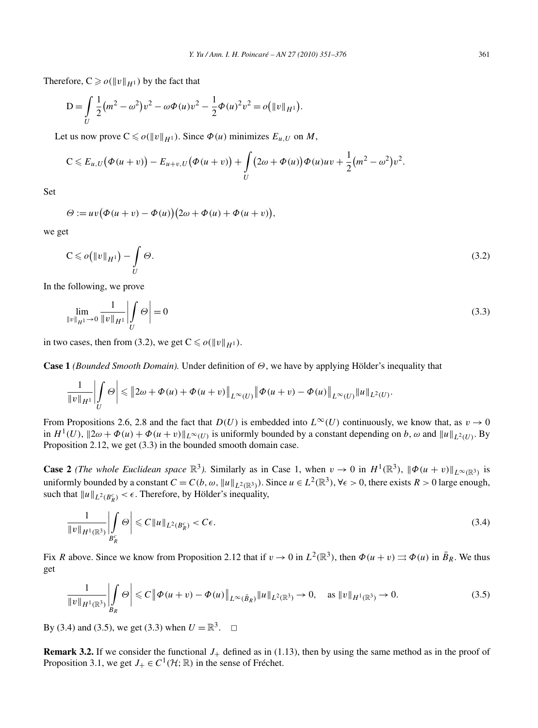Therefore, $\mathrm{C} \geqslant o(\|v\|_{H^1})$ by the fact that

$$\mathrm{D} = \int_U \frac{1}{2}\big(m^2 - \omega^2\big)v^2 - \omega\Phi(u)v^2 - \frac{1}{2}\Phi(u)^2 v^2 = o\big(\|v\|_{H^1}\big).$$

Let us now prove $\mathrm{C} \leqslant o(\|v\|_{H^1})$. Since $\Phi(u)$ minimizes $E_{u,U}$ on $M$,

$$\mathrm{C} \leqslant E_{u,U}\big(\Phi(u+v)\big) - E_{u+v,U}\big(\Phi(u+v)\big) + \int_U \big(2\omega + \Phi(u)\big)\Phi(u)uv + \frac{1}{2}\big(m^2 - \omega^2\big)v^2.$$

Set

$$\Theta := uv\big(\Phi(u+v) - \Phi(u)\big)\big(2\omega + \Phi(u) + \Phi(u+v)\big),$$

we get

$$\mathrm{C} \leqslant o\big(\|v\|_{H^1}\big) - \int_U \Theta. \tag{3.2}$$

In the following, we prove

$$\lim_{\|v\|_{H^1} \to 0} \frac{1}{\|v\|_{H^1}} \left| \int_U \Theta \right| = 0 \tag{3.3}$$

in two cases, then from (3.2), we get $\mathrm{C} \leqslant o(\|v\|_{H^1})$.

**Case 1** *(Bounded Smooth Domain).* Under definition of $\Theta$, we have by applying Hölder's inequality that

$$\frac{1}{\|v\|_{H^1}} \left| \int_U \Theta \right| \leqslant \big\|2\omega + \Phi(u) + \Phi(u+v)\big\|_{L^\infty(U)} \big\|\Phi(u+v) - \Phi(u)\big\|_{L^\infty(U)} \|u\|_{L^2(U)}.$$

From Propositions 2.6, 2.8 and the fact that $D(U)$ is embedded into $L^\infty(U)$ continuously, we know that, as $v \to 0$ in $H^1(U)$, $\|2\omega + \Phi(u) + \Phi(u+v)\|_{L^\infty(U)}$ is uniformly bounded by a constant depending on $b$, $\omega$ and $\|u\|_{L^2(U)}$. By Proposition 2.12, we get (3.3) in the bounded smooth domain case.

**Case 2** *(The whole Euclidean space $\mathbb{R}^3$).* Similarly as in Case 1, when $v \to 0$ in $H^1(\mathbb{R}^3)$, $\|\Phi(u+v)\|_{L^\infty(\mathbb{R}^3)}$ is uniformly bounded by a constant $C = C(b, \omega, \|u\|_{L^2(\mathbb{R}^3)})$. Since $u \in L^2(\mathbb{R}^3)$, $\forall \epsilon > 0$, there exists $R > 0$ large enough, such that $\|u\|_{L^2(B_R^c)} < \epsilon$. Therefore, by Hölder's inequality,

$$\frac{1}{\|v\|_{H^1(\mathbb{R}^3)}} \left| \int_{B_R^c} \Theta \right| \leqslant C\|u\|_{L^2(B_R^c)} < C\epsilon. \tag{3.4}$$

Fix $R$ above. Since we know from Proposition 2.12 that if $v \to 0$ in $L^2(\mathbb{R}^3)$, then $\Phi(u+v) \rightrightarrows \Phi(u)$ in $\bar{B}_R$. We thus get

$$\frac{1}{\|v\|_{H^1(\mathbb{R}^3)}} \left| \int_{B_R} \Theta \right| \leqslant C\big\|\Phi(u+v) - \Phi(u)\big\|_{L^\infty(\bar{B}_R)} \|u\|_{L^2(\mathbb{R}^3)} \to 0, \quad \text{as } \|v\|_{H^1(\mathbb{R}^3)} \to 0. \tag{3.5}$$

By (3.4) and (3.5), we get (3.3) when $U = \mathbb{R}^3$. □

**Remark 3.2.** If we consider the functional $J_+$ defined as in (1.13), then by using the same method as in the proof of Proposition 3.1, we get $J_+ \in C^1(\mathcal{H}; \mathbb{R})$ in the sense of Fréchet.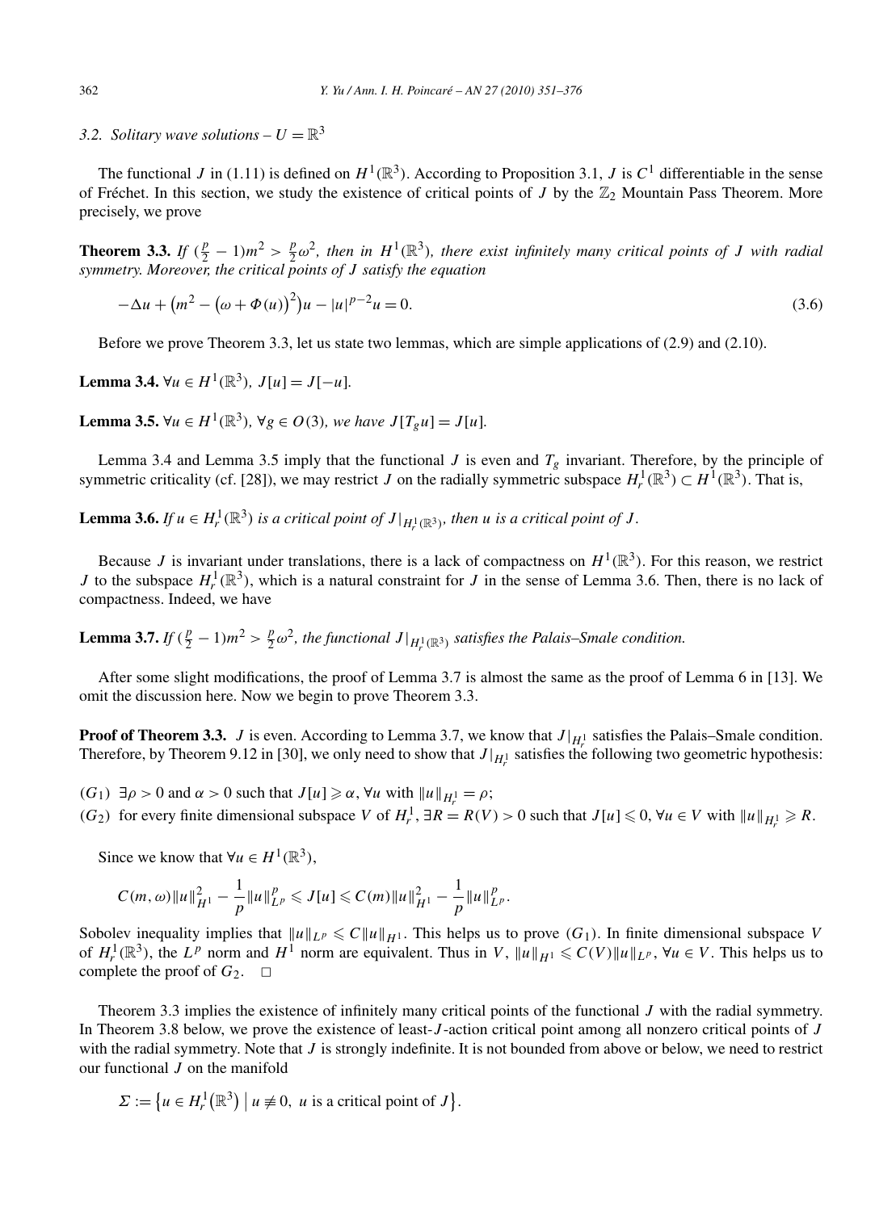### 3.2. Solitary wave solutions – $U = \mathbb{R}^3$

The functional $J$ in (1.11) is defined on $H^1(\mathbb{R}^3)$. According to Proposition 3.1, $J$ is $C^1$ differentiable in the sense of Fréchet. In this section, we study the existence of critical points of $J$ by the $\mathbb{Z}_2$ Mountain Pass Theorem. More precisely, we prove

**Theorem 3.3.** *If $(\frac{p}{2} - 1)m^2 > \frac{p}{2}\omega^2$, then in $H^1(\mathbb{R}^3)$, there exist infinitely many critical points of $J$ with radial symmetry. Moreover, the critical points of $J$ satisfy the equation*

$$-\Delta u + \left(m^2 - \left(\omega + \Phi(u)\right)^2\right)u - |u|^{p-2}u = 0. \tag{3.6}$$

Before we prove Theorem 3.3, let us state two lemmas, which are simple applications of (2.9) and (2.10).

**Lemma 3.4.** *$\forall u \in H^1(\mathbb{R}^3)$, $J[u] = J[-u]$.*

**Lemma 3.5.** *$\forall u \in H^1(\mathbb{R}^3)$, $\forall g \in O(3)$, we have $J[T_g u] = J[u]$.*

Lemma 3.4 and Lemma 3.5 imply that the functional $J$ is even and $T_g$ invariant. Therefore, by the principle of symmetric criticality (cf. [28]), we may restrict $J$ on the radially symmetric subspace $H^1_r(\mathbb{R}^3) \subset H^1(\mathbb{R}^3)$. That is,

**Lemma 3.6.** *If $u \in H^1_r(\mathbb{R}^3)$ is a critical point of $J|_{H^1_r(\mathbb{R}^3)}$, then $u$ is a critical point of $J$.*

Because $J$ is invariant under translations, there is a lack of compactness on $H^1(\mathbb{R}^3)$. For this reason, we restrict $J$ to the subspace $H^1_r(\mathbb{R}^3)$, which is a natural constraint for $J$ in the sense of Lemma 3.6. Then, there is no lack of compactness. Indeed, we have

**Lemma 3.7.** *If $(\frac{p}{2} - 1)m^2 > \frac{p}{2}\omega^2$, the functional $J|_{H^1_r(\mathbb{R}^3)}$ satisfies the Palais–Smale condition.*

After some slight modifications, the proof of Lemma 3.7 is almost the same as the proof of Lemma 6 in [13]. We omit the discussion here. Now we begin to prove Theorem 3.3.

**Proof of Theorem 3.3.** $J$ is even. According to Lemma 3.7, we know that $J|_{H^1_r}$ satisfies the Palais–Smale condition. Therefore, by Theorem 9.12 in [30], we only need to show that $J|_{H^1_r}$ satisfies the following two geometric hypothesis:

$(G_1)$ $\exists \rho > 0$ and $\alpha > 0$ such that $J[u] \geqslant \alpha$, $\forall u$ with $\|u\|_{H^1_r} = \rho$;

$(G_2)$ for every finite dimensional subspace $V$ of $H^1_r$, $\exists R = R(V) > 0$ such that $J[u] \leqslant 0$, $\forall u \in V$ with $\|u\|_{H^1_r} \geqslant R$.

Since we know that $\forall u \in H^1(\mathbb{R}^3)$,

$$C(m, \omega)\|u\|^2_{H^1} - \frac{1}{p}\|u\|^p_{L^p} \leqslant J[u] \leqslant C(m)\|u\|^2_{H^1} - \frac{1}{p}\|u\|^p_{L^p}.$$

Sobolev inequality implies that $\|u\|_{L^p} \leqslant C\|u\|_{H^1}$. This helps us to prove $(G_1)$. In finite dimensional subspace $V$ of $H^1_r(\mathbb{R}^3)$, the $L^p$ norm and $H^1$ norm are equivalent. Thus in $V$, $\|u\|_{H^1} \leqslant C(V)\|u\|_{L^p}$, $\forall u \in V$. This helps us to complete the proof of $G_2$. $\square$

Theorem 3.3 implies the existence of infinitely many critical points of the functional $J$ with the radial symmetry. In Theorem 3.8 below, we prove the existence of least-$J$-action critical point among all nonzero critical points of $J$ with the radial symmetry. Note that $J$ is strongly indefinite. It is not bounded from above or below, we need to restrict our functional $J$ on the manifold

$$\Sigma := \left\{u \in H^1_r\left(\mathbb{R}^3\right) \mid u \not\equiv 0,\ u \text{ is a critical point of } J\right\}.$$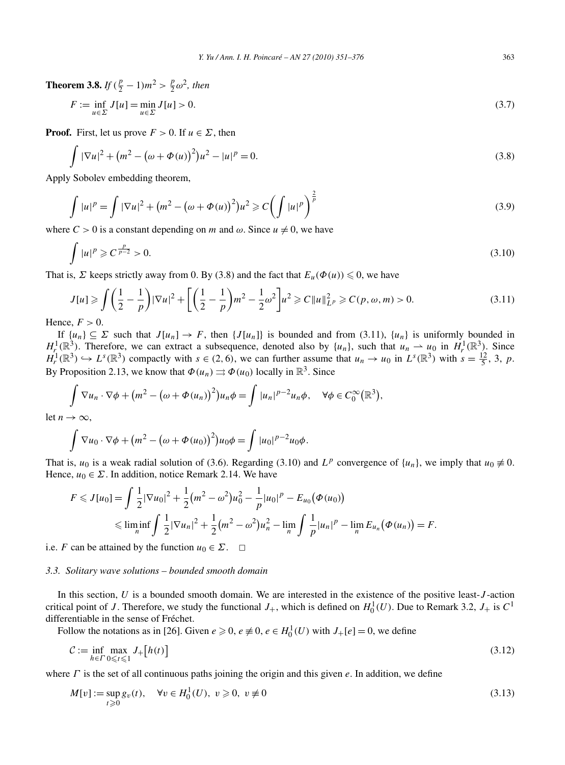**Theorem 3.8.** *If $(\frac{p}{2}-1)m^2 > \frac{p}{2}\omega^2$, then*

$$F := \inf_{u\in\Sigma} J[u] = \min_{u\in\Sigma} J[u] > 0. \tag{3.7}$$

**Proof.** First, let us prove $F > 0$. If $u \in \Sigma$, then

$$\int |\nabla u|^2 + \left(m^2 - \left(\omega + \Phi(u)\right)^2\right)u^2 - |u|^p = 0. \tag{3.8}$$

Apply Sobolev embedding theorem,

$$\int |u|^p = \int |\nabla u|^2 + \left(m^2 - \left(\omega + \Phi(u)\right)^2\right)u^2 \geqslant C\left(\int |u|^p\right)^{\frac{2}{p}} \tag{3.9}$$

where $C > 0$ is a constant depending on $m$ and $\omega$. Since $u \not\equiv 0$, we have

$$\int |u|^p \geqslant C^{\frac{p}{p-2}} > 0. \tag{3.10}$$

That is, $\Sigma$ keeps strictly away from 0. By (3.8) and the fact that $E_u(\Phi(u)) \leqslant 0$, we have

$$J[u] \geqslant \int \left(\frac{1}{2} - \frac{1}{p}\right)|\nabla u|^2 + \left[\left(\frac{1}{2} - \frac{1}{p}\right)m^2 - \frac{1}{2}\omega^2\right]u^2 \geqslant C\|u\|_{L^p}^2 \geqslant C(p,\omega,m) > 0. \tag{3.11}$$

Hence, $F > 0$.

If $\{u_n\} \subseteq \Sigma$ such that $J[u_n] \to F$, then $\{J[u_n]\}$ is bounded and from (3.11), $\{u_n\}$ is uniformly bounded in $H_r^1(\mathbb{R}^3)$. Therefore, we can extract a subsequence, denoted also by $\{u_n\}$, such that $u_n \rightharpoonup u_0$ in $H_r^1(\mathbb{R}^3)$. Since $H_r^1(\mathbb{R}^3) \hookrightarrow L^s(\mathbb{R}^3)$ compactly with $s \in (2,6)$, we can further assume that $u_n \to u_0$ in $L^s(\mathbb{R}^3)$ with $s = \frac{12}{5}$, 3, $p$. By Proposition 2.13, we know that $\Phi(u_n) \rightrightarrows \Phi(u_0)$ locally in $\mathbb{R}^3$. Since

$$\int \nabla u_n \cdot \nabla \phi + \left(m^2 - \left(\omega + \Phi(u_n)\right)^2\right)u_n\phi = \int |u_n|^{p-2}u_n\phi, \quad \forall \phi \in C_0^\infty\left(\mathbb{R}^3\right),$$

let $n \to \infty$,

$$\int \nabla u_0 \cdot \nabla \phi + \left(m^2 - \left(\omega + \Phi(u_0)\right)^2\right)u_0\phi = \int |u_0|^{p-2}u_0\phi.$$

That is, $u_0$ is a weak radial solution of (3.6). Regarding (3.10) and $L^p$ convergence of $\{u_n\}$, we imply that $u_0 \not\equiv 0$. Hence, $u_0 \in \Sigma$. In addition, notice Remark 2.14. We have

$$\begin{aligned}
F \leqslant J[u_0] &= \int \frac{1}{2}|\nabla u_0|^2 + \frac{1}{2}\left(m^2 - \omega^2\right)u_0^2 - \frac{1}{p}|u_0|^p - E_{u_0}\left(\Phi(u_0)\right) \\
&\leqslant \liminf_n \int \frac{1}{2}|\nabla u_n|^2 + \frac{1}{2}\left(m^2 - \omega^2\right)u_n^2 - \lim_n \int \frac{1}{p}|u_n|^p - \lim_n E_{u_n}\left(\Phi(u_n)\right) = F.
\end{aligned}$$

i.e. $F$ can be attained by the function $u_0 \in \Sigma$. $\square$

### 3.3. Solitary wave solutions – bounded smooth domain

In this section, $U$ is a bounded smooth domain. We are interested in the existence of the positive least-$J$-action critical point of $J$. Therefore, we study the functional $J_+$, which is defined on $H_0^1(U)$. Due to Remark 3.2, $J_+$ is $C^1$ differentiable in the sense of Fréchet.

Follow the notations as in [26]. Given $e \geqslant 0$, $e \not\equiv 0$, $e \in H_0^1(U)$ with $J_+[e] = 0$, we define

$$\mathcal{C} := \inf_{h\in\Gamma} \max_{0\leqslant t\leqslant 1} J_+\left[h(t)\right] \tag{3.12}$$

where $\Gamma$ is the set of all continuous paths joining the origin and this given $e$. In addition, we define

$$M[v] := \sup_{t\geqslant 0} g_v(t), \quad \forall v \in H_0^1(U),\ v \geqslant 0,\ v \not\equiv 0 \tag{3.13}$$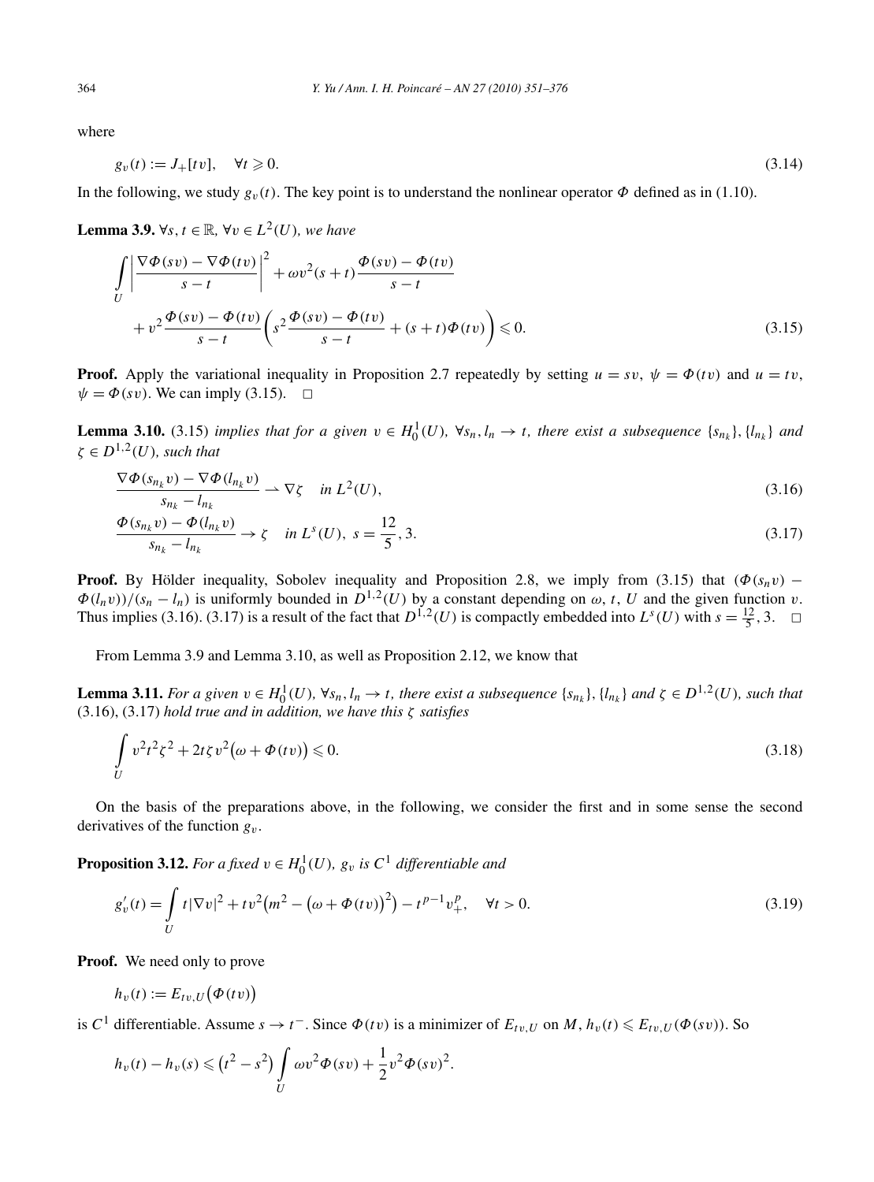where

$$g_v(t) := J_+[tv], \quad \forall t \geqslant 0. \tag{3.14}$$

In the following, we study $g_v(t)$. The key point is to understand the nonlinear operator $\Phi$ defined as in (1.10).

**Lemma 3.9.** *$\forall s, t \in \mathbb{R}$, $\forall v \in L^2(U)$, we have*

$$\int_U \left|\frac{\nabla\Phi(sv) - \nabla\Phi(tv)}{s-t}\right|^2 + \omega v^2(s+t)\frac{\Phi(sv) - \Phi(tv)}{s-t} + v^2\frac{\Phi(sv) - \Phi(tv)}{s-t}\left(s^2\frac{\Phi(sv) - \Phi(tv)}{s-t} + (s+t)\Phi(tv)\right) \leqslant 0. \tag{3.15}$$

**Proof.** Apply the variational inequality in Proposition 2.7 repeatedly by setting $u = sv$, $\psi = \Phi(tv)$ and $u = tv$, $\psi = \Phi(sv)$. We can imply (3.15). $\square$

**Lemma 3.10.** (3.15) *implies that for a given $v \in H_0^1(U)$, $\forall s_n, l_n \to t$, there exist a subsequence $\{s_{n_k}\}, \{l_{n_k}\}$ and $\zeta \in D^{1,2}(U)$, such that*

$$\frac{\nabla\Phi(s_{n_k}v) - \nabla\Phi(l_{n_k}v)}{s_{n_k} - l_{n_k}} \rightharpoonup \nabla\zeta \quad \text{in } L^2(U), \tag{3.16}$$

$$\frac{\Phi(s_{n_k}v) - \Phi(l_{n_k}v)}{s_{n_k} - l_{n_k}} \to \zeta \quad \text{in } L^s(U),\ s = \frac{12}{5}, 3. \tag{3.17}$$

**Proof.** By Hölder inequality, Sobolev inequality and Proposition 2.8, we imply from (3.15) that $(\Phi(s_n v) - \Phi(l_n v))/(s_n - l_n)$ is uniformly bounded in $D^{1,2}(U)$ by a constant depending on $\omega$, $t$, $U$ and the given function $v$. Thus implies (3.16). (3.17) is a result of the fact that $D^{1,2}(U)$ is compactly embedded into $L^s(U)$ with $s = \frac{12}{5}, 3$. $\square$

From Lemma 3.9 and Lemma 3.10, as well as Proposition 2.12, we know that

**Lemma 3.11.** *For a given $v \in H_0^1(U)$, $\forall s_n, l_n \to t$, there exist a subsequence $\{s_{n_k}\}, \{l_{n_k}\}$ and $\zeta \in D^{1,2}(U)$, such that (3.16), (3.17) hold true and in addition, we have this $\zeta$ satisfies*

$$\int_U v^2 t^2 \zeta^2 + 2t\zeta v^2\big(\omega + \Phi(tv)\big) \leqslant 0. \tag{3.18}$$

On the basis of the preparations above, in the following, we consider the first and in some sense the second derivatives of the function $g_v$.

**Proposition 3.12.** *For a fixed $v \in H_0^1(U)$, $g_v$ is $C^1$ differentiable and*

$$g_v'(t) = \int_U t|\nabla v|^2 + tv^2\big(m^2 - \big(\omega + \Phi(tv)\big)^2\big) - t^{p-1}v_+^p, \quad \forall t > 0. \tag{3.19}$$

**Proof.** We need only to prove

$$h_v(t) := E_{tv,U}\big(\Phi(tv)\big)$$

is $C^1$ differentiable. Assume $s \to t^-$. Since $\Phi(tv)$ is a minimizer of $E_{tv,U}$ on $M$, $h_v(t) \leqslant E_{tv,U}(\Phi(sv))$. So

$$h_v(t) - h_v(s) \leqslant \big(t^2 - s^2\big)\int_U \omega v^2\Phi(sv) + \frac{1}{2}v^2\Phi(sv)^2.$$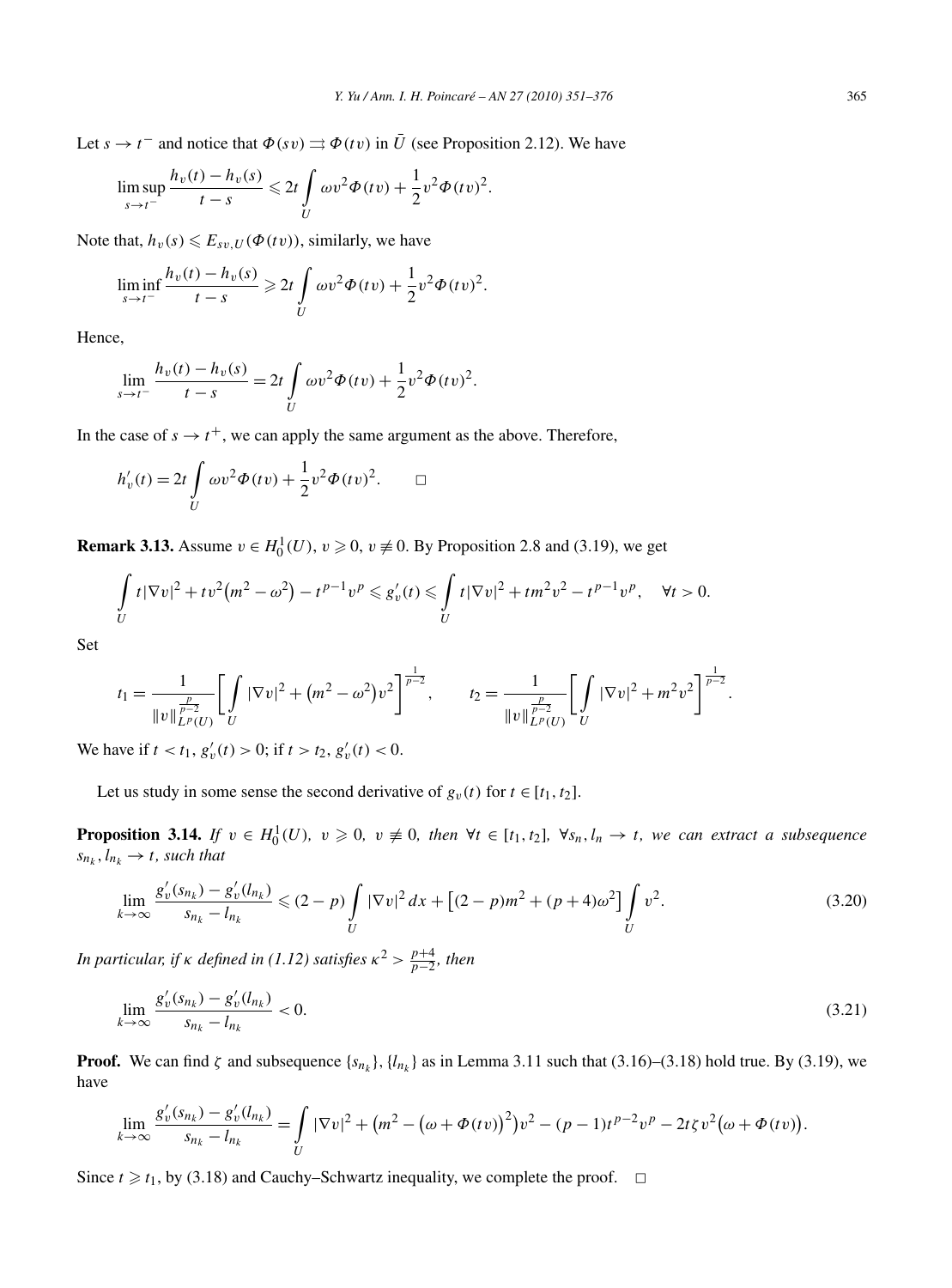Let $s \to t^-$ and notice that $\Phi(sv) \rightrightarrows \Phi(tv)$ in $\bar{U}$ (see Proposition 2.12). We have

$$\limsup_{s\to t^-} \frac{h_v(t)-h_v(s)}{t-s} \leqslant 2t \int\limits_U \omega v^2 \Phi(tv) + \frac{1}{2} v^2 \Phi(tv)^2.$$

Note that, $h_v(s) \leqslant E_{sv,U}(\Phi(tv))$, similarly, we have

$$\liminf_{s\to t^-} \frac{h_v(t)-h_v(s)}{t-s} \geqslant 2t \int\limits_U \omega v^2 \Phi(tv) + \frac{1}{2} v^2 \Phi(tv)^2.$$

Hence,

$$\lim_{s\to t^-} \frac{h_v(t)-h_v(s)}{t-s} = 2t \int\limits_U \omega v^2 \Phi(tv) + \frac{1}{2} v^2 \Phi(tv)^2.$$

In the case of $s \to t^+$, we can apply the same argument as the above. Therefore,

$$h_v'(t) = 2t \int\limits_U \omega v^2 \Phi(tv) + \frac{1}{2} v^2 \Phi(tv)^2. \qquad \square$$

**Remark 3.13.** Assume $v \in H_0^1(U)$, $v \geqslant 0$, $v \not\equiv 0$. By Proposition 2.8 and (3.19), we get

$$\int\limits_U t|\nabla v|^2 + tv^2\left(m^2-\omega^2\right) - t^{p-1}v^p \leqslant g_v'(t) \leqslant \int\limits_U t|\nabla v|^2 + tm^2v^2 - t^{p-1}v^p, \quad \forall t > 0.$$

Set

$$t_1 = \frac{1}{\|v\|_{L^p(U)}^{\frac{p}{p-2}}} \left[\int\limits_U |\nabla v|^2 + \left(m^2-\omega^2\right)v^2\right]^{\frac{1}{p-2}}, \qquad t_2 = \frac{1}{\|v\|_{L^p(U)}^{\frac{p}{p-2}}} \left[\int\limits_U |\nabla v|^2 + m^2v^2\right]^{\frac{1}{p-2}}.$$

We have if $t < t_1$, $g_v'(t) > 0$; if $t > t_2$, $g_v'(t) < 0$.

Let us study in some sense the second derivative of $g_v(t)$ for $t \in [t_1, t_2]$.

**Proposition 3.14.** *If $v \in H_0^1(U)$, $v \geqslant 0$, $v \not\equiv 0$, then $\forall t \in [t_1, t_2]$, $\forall s_n, l_n \to t$, we can extract a subsequence $s_{n_k}, l_{n_k} \to t$, such that*

$$\lim_{k\to\infty} \frac{g_v'(s_{n_k}) - g_v'(l_{n_k})}{s_{n_k} - l_{n_k}} \leqslant (2-p) \int\limits_U |\nabla v|^2\, dx + \left[(2-p)m^2 + (p+4)\omega^2\right] \int\limits_U v^2. \tag{3.20}$$

*In particular, if $\kappa$ defined in (1.12) satisfies $\kappa^2 > \frac{p+4}{p-2}$, then*

$$\lim_{k\to\infty} \frac{g_v'(s_{n_k}) - g_v'(l_{n_k})}{s_{n_k} - l_{n_k}} < 0. \tag{3.21}$$

**Proof.** We can find $\zeta$ and subsequence $\{s_{n_k}\}, \{l_{n_k}\}$ as in Lemma 3.11 such that (3.16)–(3.18) hold true. By (3.19), we have

$$\lim_{k\to\infty} \frac{g_v'(s_{n_k}) - g_v'(l_{n_k})}{s_{n_k} - l_{n_k}} = \int\limits_U |\nabla v|^2 + \left(m^2 - \left(\omega + \Phi(tv)\right)^2\right)v^2 - (p-1)t^{p-2}v^p - 2t\zeta v^2\left(\omega + \Phi(tv)\right).$$

Since $t \geqslant t_1$, by (3.18) and Cauchy–Schwartz inequality, we complete the proof. $\square$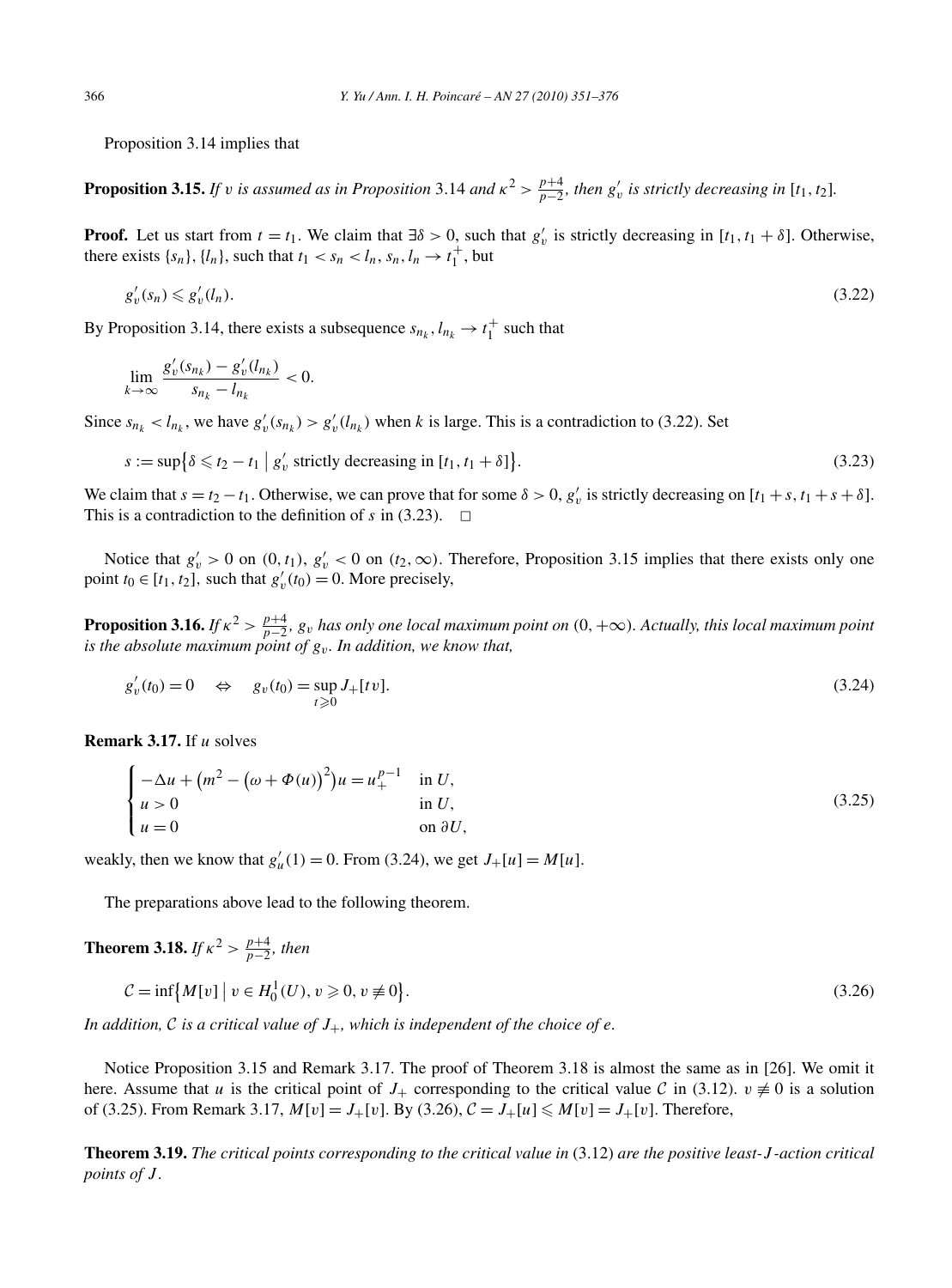Proposition 3.14 implies that

**Proposition 3.15.** *If $v$ is assumed as in Proposition* 3.14 *and $\kappa^2 > \frac{p+4}{p-2}$, then $g_v'$ is strictly decreasing in* $[t_1, t_2]$.

**Proof.** Let us start from $t = t_1$. We claim that $\exists \delta > 0$, such that $g_v'$ is strictly decreasing in $[t_1, t_1 + \delta]$. Otherwise, there exists $\{s_n\}$, $\{l_n\}$, such that $t_1 < s_n < l_n$, $s_n, l_n \to t_1^+$, but

$$g_v'(s_n) \leqslant g_v'(l_n). \tag{3.22}$$

By Proposition 3.14, there exists a subsequence $s_{n_k}, l_{n_k} \to t_1^+$ such that

$$\lim_{k\to\infty} \frac{g_v'(s_{n_k}) - g_v'(l_{n_k})}{s_{n_k} - l_{n_k}} < 0.$$

Since $s_{n_k} < l_{n_k}$, we have $g_v'(s_{n_k}) > g_v'(l_{n_k})$ when $k$ is large. This is a contradiction to (3.22). Set

$$s := \sup\{\delta \leqslant t_2 - t_1 \mid g_v' \text{ strictly decreasing in } [t_1, t_1 + \delta]\}. \tag{3.23}$$

We claim that $s = t_2 - t_1$. Otherwise, we can prove that for some $\delta > 0$, $g_v'$ is strictly decreasing on $[t_1 + s, t_1 + s + \delta]$. This is a contradiction to the definition of $s$ in (3.23). $\square$

Notice that $g_v' > 0$ on $(0, t_1)$, $g_v' < 0$ on $(t_2, \infty)$. Therefore, Proposition 3.15 implies that there exists only one point $t_0 \in [t_1, t_2]$, such that $g_v'(t_0) = 0$. More precisely,

**Proposition 3.16.** *If $\kappa^2 > \frac{p+4}{p-2}$, $g_v$ has only one local maximum point on $(0, +\infty)$. Actually, this local maximum point is the absolute maximum point of $g_v$. In addition, we know that,*

$$g_v'(t_0) = 0 \quad \Leftrightarrow \quad g_v(t_0) = \sup_{t \geqslant 0} J_+[tv]. \tag{3.24}$$

**Remark 3.17.** If $u$ solves

$$\begin{cases} -\Delta u + \left(m^2 - \left(\omega + \Phi(u)\right)^2\right)u = u_+^{p-1} & \text{in } U, \\ u > 0 & \text{in } U, \\ u = 0 & \text{on } \partial U, \end{cases} \tag{3.25}$$

weakly, then we know that $g_u'(1) = 0$. From (3.24), we get $J_+[u] = M[u]$.

The preparations above lead to the following theorem.

**Theorem 3.18.** *If $\kappa^2 > \frac{p+4}{p-2}$, then*

$$\mathcal{C} = \inf\{M[v] \mid v \in H_0^1(U), v \geqslant 0, v \not\equiv 0\}. \tag{3.26}$$

*In addition, $\mathcal{C}$ is a critical value of $J_+$, which is independent of the choice of $e$.*

Notice Proposition 3.15 and Remark 3.17. The proof of Theorem 3.18 is almost the same as in [26]. We omit it here. Assume that $u$ is the critical point of $J_+$ corresponding to the critical value $\mathcal{C}$ in (3.12). $v \not\equiv 0$ is a solution of (3.25). From Remark 3.17, $M[v] = J_+[v]$. By (3.26), $\mathcal{C} = J_+[u] \leqslant M[v] = J_+[v]$. Therefore,

**Theorem 3.19.** *The critical points corresponding to the critical value in* (3.12) *are the positive least-$J$-action critical points of $J$.*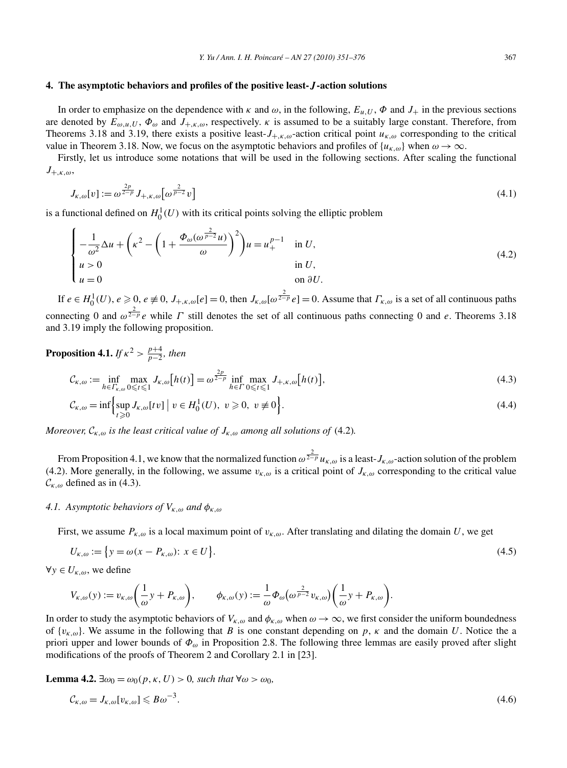## 4. The asymptotic behaviors and profiles of the positive least-$J$-action solutions

In order to emphasize on the dependence with $\kappa$ and $\omega$, in the following, $E_{u,U}$, $\Phi$ and $J_+$ in the previous sections are denoted by $E_{\omega,u,U}$, $\Phi_\omega$ and $J_{+,\kappa,\omega}$, respectively. $\kappa$ is assumed to be a suitably large constant. Therefore, from Theorems 3.18 and 3.19, there exists a positive least-$J_{+,\kappa,\omega}$-action critical point $u_{\kappa,\omega}$ corresponding to the critical value in Theorem 3.18. Now, we focus on the asymptotic behaviors and profiles of $\{u_{\kappa,\omega}\}$ when $\omega \to \infty$.

Firstly, let us introduce some notations that will be used in the following sections. After scaling the functional $J_{+,\kappa,\omega}$,

$$J_{\kappa,\omega}[v] := \omega^{\frac{2p}{2-p}} J_{+,\kappa,\omega}\big[\omega^{\frac{2}{p-2}} v\big] \tag{4.1}$$

is a functional defined on $H_0^1(U)$ with its critical points solving the elliptic problem

$$\begin{cases} -\dfrac{1}{\omega^2}\Delta u + \left(\kappa^2 - \left(1 + \dfrac{\Phi_\omega(\omega^{\frac{2}{p-2}} u)}{\omega}\right)^2\right) u = u_+^{p-1} & \text{in } U, \\ u > 0 & \text{in } U, \\ u = 0 & \text{on } \partial U. \end{cases} \tag{4.2}$$

If $e \in H_0^1(U)$, $e \geqslant 0$, $e \not\equiv 0$, $J_{+,\kappa,\omega}[e] = 0$, then $J_{\kappa,\omega}[\omega^{\frac{2}{2-p}} e] = 0$. Assume that $\Gamma_{\kappa,\omega}$ is a set of all continuous paths connecting 0 and $\omega^{\frac{2}{2-p}} e$ while $\Gamma$ still denotes the set of all continuous paths connecting 0 and $e$. Theorems 3.18 and 3.19 imply the following proposition.

**Proposition 4.1.** *If $\kappa^2 > \frac{p+4}{p-2}$, then*

$$\mathcal{C}_{\kappa,\omega} := \inf_{h \in \Gamma_{\kappa,\omega}} \max_{0 \leqslant t \leqslant 1} J_{\kappa,\omega}\big[h(t)\big] = \omega^{\frac{2p}{2-p}} \inf_{h \in \Gamma} \max_{0 \leqslant t \leqslant 1} J_{+,\kappa,\omega}\big[h(t)\big], \tag{4.3}$$

$$\mathcal{C}_{\kappa,\omega} = \inf\Big\{ \sup_{t \geqslant 0} J_{\kappa,\omega}[tv] \,\Big|\, v \in H_0^1(U),\ v \geqslant 0,\ v \not\equiv 0 \Big\}. \tag{4.4}$$

*Moreover, $\mathcal{C}_{\kappa,\omega}$ is the least critical value of $J_{\kappa,\omega}$ among all solutions of* (4.2)*.*

From Proposition 4.1, we know that the normalized function $\omega^{\frac{2}{2-p}} u_{\kappa,\omega}$ is a least-$J_{\kappa,\omega}$-action solution of the problem (4.2). More generally, in the following, we assume $v_{\kappa,\omega}$ is a critical point of $J_{\kappa,\omega}$ corresponding to the critical value $\mathcal{C}_{\kappa,\omega}$ defined as in (4.3).

### 4.1. Asymptotic behaviors of $V_{\kappa,\omega}$ and $\phi_{\kappa,\omega}$

First, we assume $P_{\kappa,\omega}$ is a local maximum point of $v_{\kappa,\omega}$. After translating and dilating the domain $U$, we get

$$U_{\kappa,\omega} := \big\{ y = \omega(x - P_{\kappa,\omega}) \colon x \in U \big\}. \tag{4.5}$$

$\forall y \in U_{\kappa,\omega}$, we define

$$V_{\kappa,\omega}(y) := v_{\kappa,\omega}\left(\frac{1}{\omega} y + P_{\kappa,\omega}\right), \qquad \phi_{\kappa,\omega}(y) := \frac{1}{\omega} \Phi_\omega\big(\omega^{\frac{2}{p-2}} v_{\kappa,\omega}\big)\left(\frac{1}{\omega} y + P_{\kappa,\omega}\right).$$

In order to study the asymptotic behaviors of $V_{\kappa,\omega}$ and $\phi_{\kappa,\omega}$ when $\omega \to \infty$, we first consider the uniform boundedness of $\{v_{\kappa,\omega}\}$. We assume in the following that $B$ is one constant depending on $p$, $\kappa$ and the domain $U$. Notice the a priori upper and lower bounds of $\Phi_\omega$ in Proposition 2.8. The following three lemmas are easily proved after slight modifications of the proofs of Theorem 2 and Corollary 2.1 in [23].

**Lemma 4.2.** *$\exists \omega_0 = \omega_0(p, \kappa, U) > 0$, such that $\forall \omega > \omega_0$,*

$$\mathcal{C}_{\kappa,\omega} = J_{\kappa,\omega}[v_{\kappa,\omega}] \leqslant B\omega^{-3}. \tag{4.6}$$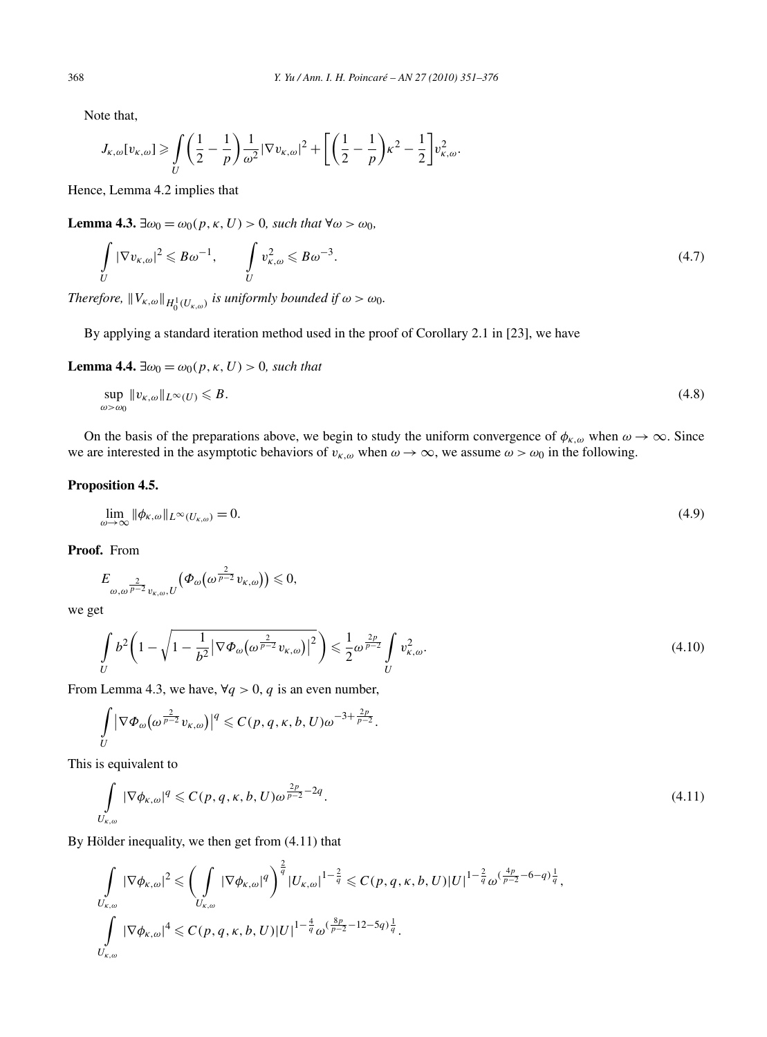Note that,

$$J_{\kappa,\omega}[v_{\kappa,\omega}] \geqslant \int_U \left(\frac{1}{2} - \frac{1}{p}\right)\frac{1}{\omega^2}|\nabla v_{\kappa,\omega}|^2 + \left[\left(\frac{1}{2} - \frac{1}{p}\right)\kappa^2 - \frac{1}{2}\right]v_{\kappa,\omega}^2.$$

Hence, Lemma 4.2 implies that

**Lemma 4.3.** *$\exists \omega_0 = \omega_0(p, \kappa, U) > 0$, such that $\forall \omega > \omega_0$,*

$$\int_U |\nabla v_{\kappa,\omega}|^2 \leqslant B\omega^{-1}, \qquad \int_U v_{\kappa,\omega}^2 \leqslant B\omega^{-3}. \tag{4.7}$$

*Therefore, $\|V_{\kappa,\omega}\|_{H_0^1(U_{\kappa,\omega})}$ is uniformly bounded if $\omega > \omega_0$.*

By applying a standard iteration method used in the proof of Corollary 2.1 in [23], we have

**Lemma 4.4.** *$\exists \omega_0 = \omega_0(p, \kappa, U) > 0$, such that*

$$\sup_{\omega > \omega_0} \|v_{\kappa,\omega}\|_{L^\infty(U)} \leqslant B. \tag{4.8}$$

On the basis of the preparations above, we begin to study the uniform convergence of $\phi_{\kappa,\omega}$ when $\omega \to \infty$. Since we are interested in the asymptotic behaviors of $v_{\kappa,\omega}$ when $\omega \to \infty$, we assume $\omega > \omega_0$ in the following.

**Proposition 4.5.**

$$\lim_{\omega\to\infty} \|\phi_{\kappa,\omega}\|_{L^\infty(U_{\kappa,\omega})} = 0. \tag{4.9}$$

**Proof.** From

$$E_{\omega,\omega^{\frac{2}{p-2}}v_{\kappa,\omega},U}\left(\Phi_\omega\left(\omega^{\frac{2}{p-2}}v_{\kappa,\omega}\right)\right) \leqslant 0,$$

we get

$$\int_U b^2\left(1 - \sqrt{1 - \frac{1}{b^2}\left|\nabla\Phi_\omega\left(\omega^{\frac{2}{p-2}}v_{\kappa,\omega}\right)\right|^2}\right) \leqslant \frac{1}{2}\omega^{\frac{2p}{p-2}}\int_U v_{\kappa,\omega}^2. \tag{4.10}$$

From Lemma 4.3, we have, $\forall q > 0$, $q$ is an even number,

$$\int_U \left|\nabla\Phi_\omega\left(\omega^{\frac{2}{p-2}}v_{\kappa,\omega}\right)\right|^q \leqslant C(p,q,\kappa,b,U)\omega^{-3+\frac{2p}{p-2}}.$$

This is equivalent to

$$\int_{U_{\kappa,\omega}} |\nabla\phi_{\kappa,\omega}|^q \leqslant C(p,q,\kappa,b,U)\omega^{\frac{2p}{p-2}-2q}. \tag{4.11}$$

By Hölder inequality, we then get from (4.11) that

$$\int_{U_{\kappa,\omega}} |\nabla\phi_{\kappa,\omega}|^2 \leqslant \left(\int_{U_{\kappa,\omega}} |\nabla\phi_{\kappa,\omega}|^q\right)^{\frac{2}{q}} |U_{\kappa,\omega}|^{1-\frac{2}{q}} \leqslant C(p,q,\kappa,b,U)|U|^{1-\frac{2}{q}}\omega^{(\frac{4p}{p-2}-6-q)\frac{1}{q}},$$

$$\int_{U_{\kappa,\omega}} |\nabla\phi_{\kappa,\omega}|^4 \leqslant C(p,q,\kappa,b,U)|U|^{1-\frac{4}{q}}\omega^{(\frac{8p}{p-2}-12-5q)\frac{1}{q}}.$$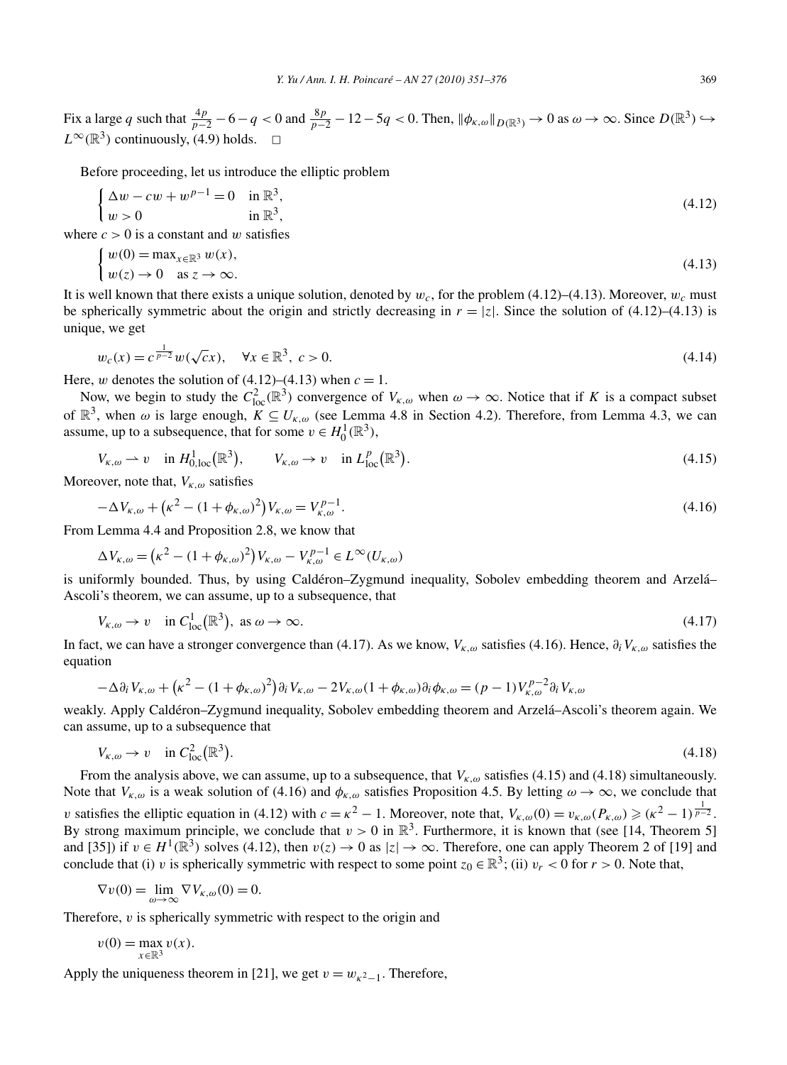Fix a large $q$ such that $\frac{4p}{p-2} - 6 - q < 0$ and $\frac{8p}{p-2} - 12 - 5q < 0$. Then, $\|\phi_{\kappa,\omega}\|_{D(\mathbb{R}^3)} \to 0$ as $\omega \to \infty$. Since $D(\mathbb{R}^3) \hookrightarrow L^\infty(\mathbb{R}^3)$ continuously, (4.9) holds. $\square$

Before proceeding, let us introduce the elliptic problem

$$\begin{cases} \Delta w - cw + w^{p-1} = 0 & \text{in } \mathbb{R}^3, \\ w > 0 & \text{in } \mathbb{R}^3, \end{cases} \tag{4.12}$$

where $c > 0$ is a constant and $w$ satisfies

$$\begin{cases} w(0) = \max_{x \in \mathbb{R}^3} w(x), \\ w(z) \to 0 \quad \text{as } z \to \infty. \end{cases} \tag{4.13}$$

It is well known that there exists a unique solution, denoted by $w_c$, for the problem (4.12)–(4.13). Moreover, $w_c$ must be spherically symmetric about the origin and strictly decreasing in $r = |z|$. Since the solution of (4.12)–(4.13) is unique, we get

$$w_c(x) = c^{\frac{1}{p-2}} w(\sqrt{c}x), \quad \forall x \in \mathbb{R}^3,\ c > 0. \tag{4.14}$$

Here, $w$ denotes the solution of (4.12)–(4.13) when $c = 1$.

Now, we begin to study the $C^2_{\text{loc}}(\mathbb{R}^3)$ convergence of $V_{\kappa,\omega}$ when $\omega \to \infty$. Notice that if $K$ is a compact subset of $\mathbb{R}^3$, when $\omega$ is large enough, $K \subseteq U_{\kappa,\omega}$ (see Lemma 4.8 in Section 4.2). Therefore, from Lemma 4.3, we can assume, up to a subsequence, that for some $v \in H^1_0(\mathbb{R}^3)$,

$$V_{\kappa,\omega} \rightharpoonup v \quad \text{in } H^1_{0,\text{loc}}(\mathbb{R}^3), \qquad V_{\kappa,\omega} \to v \quad \text{in } L^p_{\text{loc}}(\mathbb{R}^3). \tag{4.15}$$

Moreover, note that, $V_{\kappa,\omega}$ satisfies

$$-\Delta V_{\kappa,\omega} + \left(\kappa^2 - (1 + \phi_{\kappa,\omega})^2\right) V_{\kappa,\omega} = V_{\kappa,\omega}^{p-1}. \tag{4.16}$$

From Lemma 4.4 and Proposition 2.8, we know that

$$\Delta V_{\kappa,\omega} = \left(\kappa^2 - (1 + \phi_{\kappa,\omega})^2\right) V_{\kappa,\omega} - V_{\kappa,\omega}^{p-1} \in L^\infty(U_{\kappa,\omega})$$

is uniformly bounded. Thus, by using Caldéron–Zygmund inequality, Sobolev embedding theorem and Arzelá–Ascoli's theorem, we can assume, up to a subsequence, that

$$V_{\kappa,\omega} \to v \quad \text{in } C^1_{\text{loc}}(\mathbb{R}^3), \text{ as } \omega \to \infty. \tag{4.17}$$

In fact, we can have a stronger convergence than (4.17). As we know, $V_{\kappa,\omega}$ satisfies (4.16). Hence, $\partial_i V_{\kappa,\omega}$ satisfies the equation

$$-\Delta \partial_i V_{\kappa,\omega} + \left(\kappa^2 - (1 + \phi_{\kappa,\omega})^2\right) \partial_i V_{\kappa,\omega} - 2V_{\kappa,\omega}(1 + \phi_{\kappa,\omega}) \partial_i \phi_{\kappa,\omega} = (p-1) V_{\kappa,\omega}^{p-2} \partial_i V_{\kappa,\omega}$$

weakly. Apply Caldéron–Zygmund inequality, Sobolev embedding theorem and Arzelá–Ascoli's theorem again. We can assume, up to a subsequence that

$$V_{\kappa,\omega} \to v \quad \text{in } C^2_{\text{loc}}(\mathbb{R}^3). \tag{4.18}$$

From the analysis above, we can assume, up to a subsequence, that $V_{\kappa,\omega}$ satisfies (4.15) and (4.18) simultaneously. Note that $V_{\kappa,\omega}$ is a weak solution of (4.16) and $\phi_{\kappa,\omega}$ satisfies Proposition 4.5. By letting $\omega \to \infty$, we conclude that $v$ satisfies the elliptic equation in (4.12) with $c = \kappa^2 - 1$. Moreover, note that, $V_{\kappa,\omega}(0) = v_{\kappa,\omega}(P_{\kappa,\omega}) \geqslant (\kappa^2 - 1)^{\frac{1}{p-2}}$. By strong maximum principle, we conclude that $v > 0$ in $\mathbb{R}^3$. Furthermore, it is known that (see [14, Theorem 5] and [35]) if $v \in H^1(\mathbb{R}^3)$ solves (4.12), then $v(z) \to 0$ as $|z| \to \infty$. Therefore, one can apply Theorem 2 of [19] and conclude that (i) $v$ is spherically symmetric with respect to some point $z_0 \in \mathbb{R}^3$; (ii) $v_r < 0$ for $r > 0$. Note that,

$$\nabla v(0) = \lim_{\omega \to \infty} \nabla V_{\kappa,\omega}(0) = 0.$$

Therefore, $v$ is spherically symmetric with respect to the origin and

$$v(0) = \max_{x \in \mathbb{R}^3} v(x).$$

Apply the uniqueness theorem in [21], we get $v = w_{\kappa^2 - 1}$. Therefore,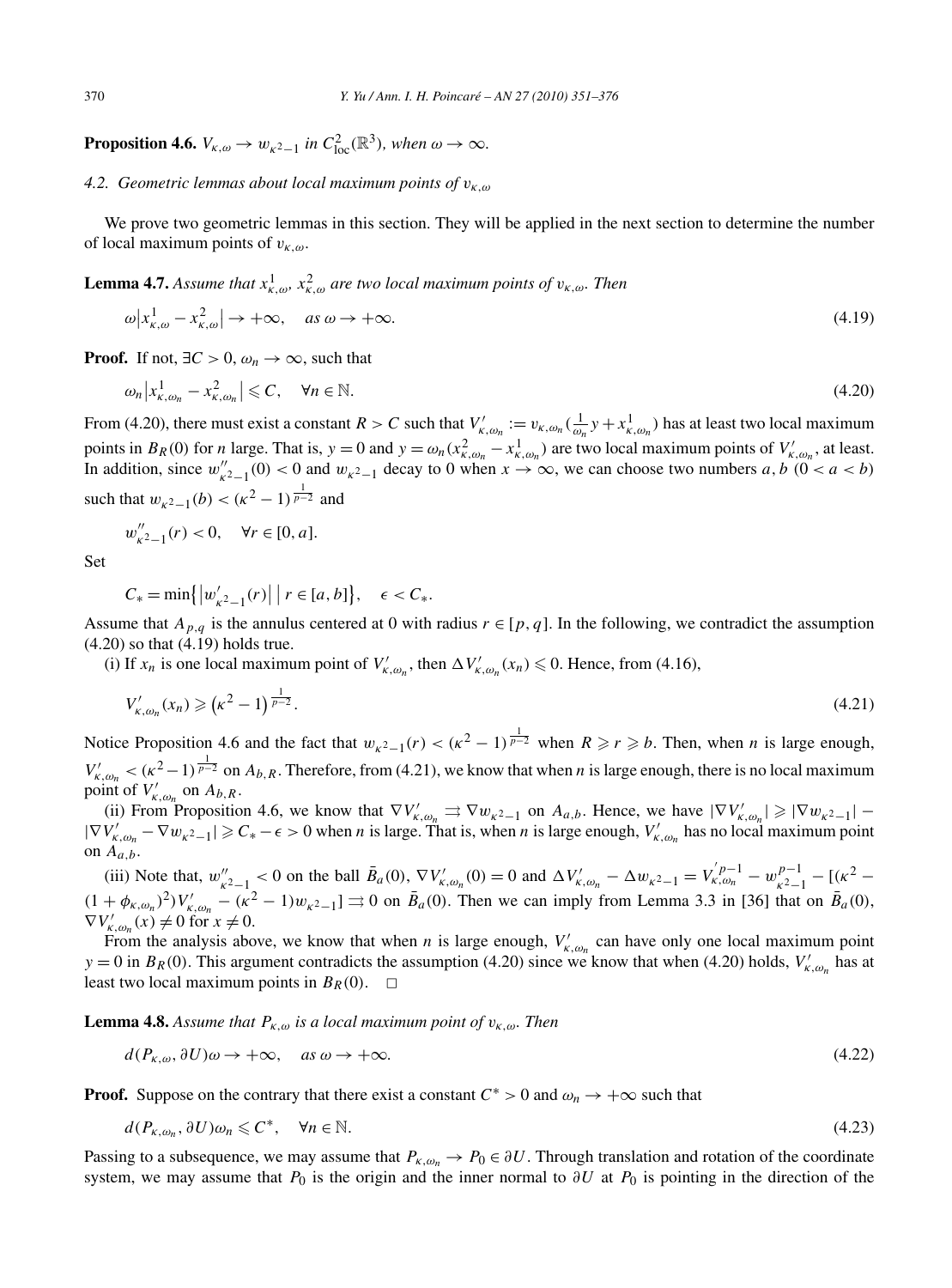**Proposition 4.6.** *$V_{\kappa,\omega} \to w_{\kappa^2-1}$ in $C^2_{\mathrm{loc}}(\mathbb{R}^3)$, when $\omega \to \infty$.*

### *4.2. Geometric lemmas about local maximum points of $v_{\kappa,\omega}$*

We prove two geometric lemmas in this section. They will be applied in the next section to determine the number of local maximum points of $v_{\kappa,\omega}$.

**Lemma 4.7.** *Assume that $x^1_{\kappa,\omega}$, $x^2_{\kappa,\omega}$ are two local maximum points of $v_{\kappa,\omega}$. Then*

$$\omega\left|x^1_{\kappa,\omega} - x^2_{\kappa,\omega}\right| \to +\infty, \quad \text{as } \omega \to +\infty. \tag{4.19}$$

**Proof.** If not, $\exists C > 0$, $\omega_n \to \infty$, such that

$$\omega_n\left|x^1_{\kappa,\omega_n} - x^2_{\kappa,\omega_n}\right| \leqslant C, \quad \forall n \in \mathbb{N}. \tag{4.20}$$

From (4.20), there must exist a constant $R > C$ such that $V'_{\kappa,\omega_n} := v_{\kappa,\omega_n}(\frac{1}{\omega_n}y + x^1_{\kappa,\omega_n})$ has at least two local maximum points in $B_R(0)$ for $n$ large. That is, $y = 0$ and $y = \omega_n(x^2_{\kappa,\omega_n} - x^1_{\kappa,\omega_n})$ are two local maximum points of $V'_{\kappa,\omega_n}$, at least. In addition, since $w''_{\kappa^2-1}(0) < 0$ and $w_{\kappa^2-1}$ decay to 0 when $x \to \infty$, we can choose two numbers $a, b$ $(0 < a < b)$ such that $w_{\kappa^2-1}(b) < (\kappa^2-1)^{\frac{1}{p-2}}$ and

$$w''_{\kappa^2-1}(r) < 0, \quad \forall r \in [0, a].$$

Set

$$C_* = \min\left\{\left|w'_{\kappa^2-1}(r)\right| \,\middle|\, r \in [a, b]\right\}, \quad \epsilon < C_*.$$

Assume that $A_{p,q}$ is the annulus centered at 0 with radius $r \in [p, q]$. In the following, we contradict the assumption (4.20) so that (4.19) holds true.

(i) If $x_n$ is one local maximum point of $V'_{\kappa,\omega_n}$, then $\Delta V'_{\kappa,\omega_n}(x_n) \leqslant 0$. Hence, from (4.16),

$$V'_{\kappa,\omega_n}(x_n) \geqslant \left(\kappa^2 - 1\right)^{\frac{1}{p-2}}. \tag{4.21}$$

Notice Proposition 4.6 and the fact that $w_{\kappa^2-1}(r) < (\kappa^2-1)^{\frac{1}{p-2}}$ when $R \geqslant r \geqslant b$. Then, when $n$ is large enough, $V'_{\kappa,\omega_n} < (\kappa^2-1)^{\frac{1}{p-2}}$ on $A_{b,R}$. Therefore, from (4.21), we know that when $n$ is large enough, there is no local maximum point of $V'_{\kappa,\omega_n}$ on $A_{b,R}$.

(ii) From Proposition 4.6, we know that $\nabla V'_{\kappa,\omega_n} \rightrightarrows \nabla w_{\kappa^2-1}$ on $A_{a,b}$. Hence, we have $|\nabla V'_{\kappa,\omega_n}| \geqslant |\nabla w_{\kappa^2-1}| - |\nabla V'_{\kappa,\omega_n} - \nabla w_{\kappa^2-1}| \geqslant C_* - \epsilon > 0$ when $n$ is large. That is, when $n$ is large enough, $V'_{\kappa,\omega_n}$ has no local maximum point on $A_{a,b}$.

(iii) Note that, $w''_{\kappa^2-1} < 0$ on the ball $\bar{B}_a(0)$, $\nabla V'_{\kappa,\omega_n}(0) = 0$ and $\Delta V'_{\kappa,\omega_n} - \Delta w_{\kappa^2-1} = V'^{\,p-1}_{\kappa,\omega_n} - w^{p-1}_{\kappa^2-1} - [(\kappa^2 - (1+\phi_{\kappa,\omega_n})^2)V'_{\kappa,\omega_n} - (\kappa^2-1)w_{\kappa^2-1}] \rightrightarrows 0$ on $\bar{B}_a(0)$. Then we can imply from Lemma 3.3 in [36] that on $\bar{B}_a(0)$, $\nabla V'_{\kappa,\omega_n}(x) \neq 0$ for $x \neq 0$.

From the analysis above, we know that when $n$ is large enough, $V'_{\kappa,\omega_n}$ can have only one local maximum point $y = 0$ in $B_R(0)$. This argument contradicts the assumption (4.20) since we know that when (4.20) holds, $V'_{\kappa,\omega_n}$ has at least two local maximum points in $B_R(0)$. $\square$

**Lemma 4.8.** *Assume that $P_{\kappa,\omega}$ is a local maximum point of $v_{\kappa,\omega}$. Then*

$$d(P_{\kappa,\omega}, \partial U)\omega \to +\infty, \quad \text{as } \omega \to +\infty. \tag{4.22}$$

**Proof.** Suppose on the contrary that there exist a constant $C^* > 0$ and $\omega_n \to +\infty$ such that

$$d(P_{\kappa,\omega_n}, \partial U)\omega_n \leqslant C^*, \quad \forall n \in \mathbb{N}. \tag{4.23}$$

Passing to a subsequence, we may assume that $P_{\kappa,\omega_n} \to P_0 \in \partial U$. Through translation and rotation of the coordinate system, we may assume that $P_0$ is the origin and the inner normal to $\partial U$ at $P_0$ is pointing in the direction of the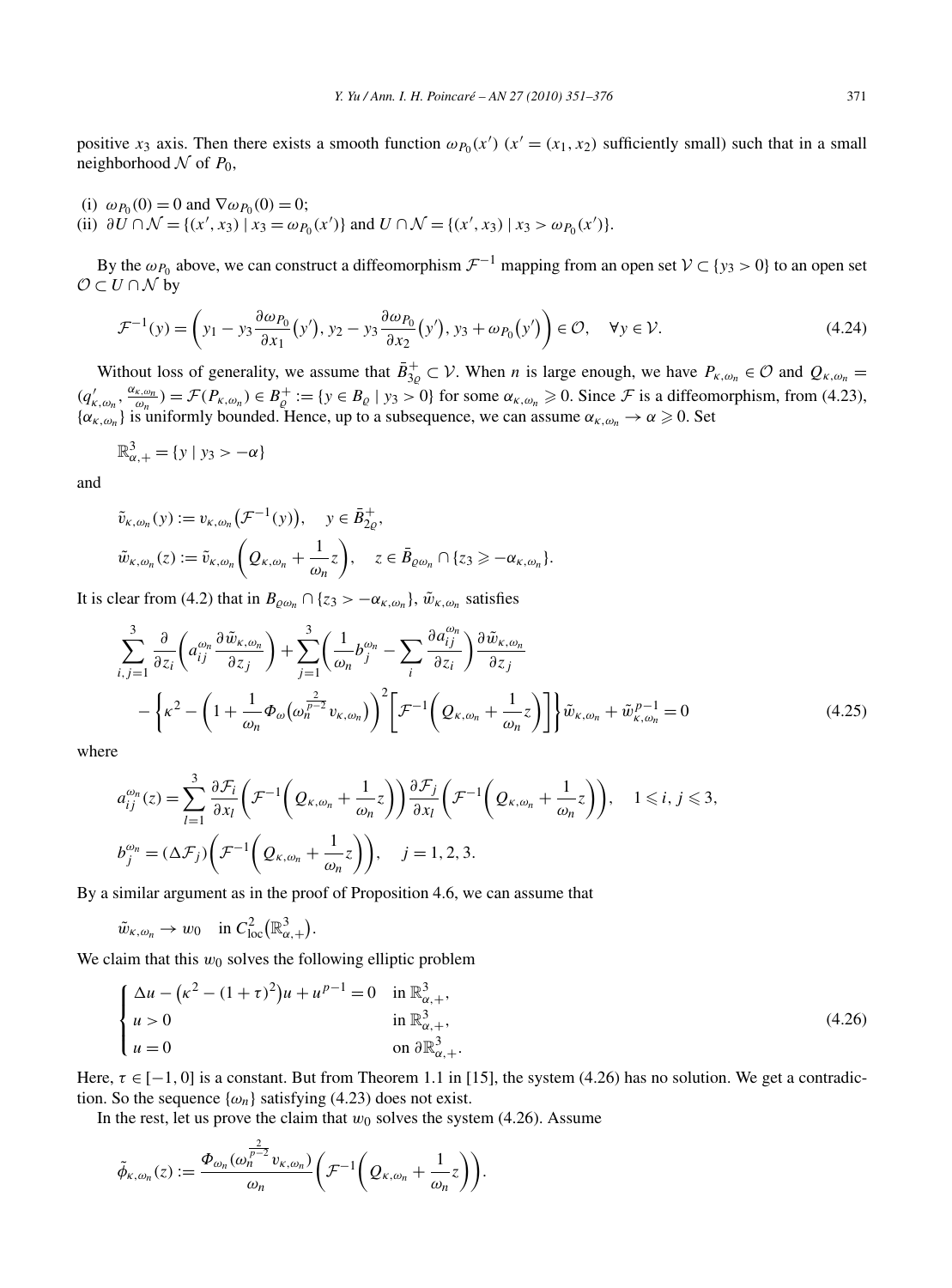positive $x_3$ axis. Then there exists a smooth function $\omega_{P_0}(x')$ ($x' = (x_1, x_2)$ sufficiently small) such that in a small neighborhood $\mathcal{N}$ of $P_0$,

(i) $\omega_{P_0}(0) = 0$ and $\nabla\omega_{P_0}(0) = 0$;
(ii) $\partial U \cap \mathcal{N} = \{(x', x_3) \mid x_3 = \omega_{P_0}(x')\}$ and $U \cap \mathcal{N} = \{(x', x_3) \mid x_3 > \omega_{P_0}(x')\}$.

By the $\omega_{P_0}$ above, we can construct a diffeomorphism $\mathcal{F}^{-1}$ mapping from an open set $\mathcal{V} \subset \{y_3 > 0\}$ to an open set $\mathcal{O} \subset U \cap \mathcal{N}$ by

$$\mathcal{F}^{-1}(y) = \left(y_1 - y_3 \frac{\partial \omega_{P_0}}{\partial x_1}(y'), y_2 - y_3 \frac{\partial \omega_{P_0}}{\partial x_2}(y'), y_3 + \omega_{P_0}(y')\right) \in \mathcal{O}, \quad \forall y \in \mathcal{V}. \tag{4.24}$$

Without loss of generality, we assume that $\bar{B}^+_{3\varrho} \subset \mathcal{V}$. When $n$ is large enough, we have $P_{\kappa,\omega_n} \in \mathcal{O}$ and $Q_{\kappa,\omega_n} = (q'_{\kappa,\omega_n}, \frac{\alpha_{\kappa,\omega_n}}{\omega_n}) = \mathcal{F}(P_{\kappa,\omega_n}) \in B^+_\varrho := \{y \in B_\varrho \mid y_3 > 0\}$ for some $\alpha_{\kappa,\omega_n} \geqslant 0$. Since $\mathcal{F}$ is a diffeomorphism, from (4.23), $\{\alpha_{\kappa,\omega_n}\}$ is uniformly bounded. Hence, up to a subsequence, we can assume $\alpha_{\kappa,\omega_n} \to \alpha \geqslant 0$. Set

$$\mathbb{R}^3_{\alpha,+} = \{y \mid y_3 > -\alpha\}$$

and

$$\tilde{v}_{\kappa,\omega_n}(y) := v_{\kappa,\omega_n}\big(\mathcal{F}^{-1}(y)\big), \quad y \in \bar{B}^+_{2\varrho},$$

$$\tilde{w}_{\kappa,\omega_n}(z) := \tilde{v}_{\kappa,\omega_n}\left(Q_{\kappa,\omega_n} + \frac{1}{\omega_n} z\right), \quad z \in \bar{B}_{\varrho\omega_n} \cap \{z_3 \geqslant -\alpha_{\kappa,\omega_n}\}.$$

It is clear from (4.2) that in $B_{\varrho\omega_n} \cap \{z_3 > -\alpha_{\kappa,\omega_n}\}$, $\tilde{w}_{\kappa,\omega_n}$ satisfies

$$\begin{aligned}
&\sum_{i,j=1}^{3} \frac{\partial}{\partial z_i}\left(a^{\omega_n}_{ij} \frac{\partial \tilde{w}_{\kappa,\omega_n}}{\partial z_j}\right) + \sum_{j=1}^{3}\left(\frac{1}{\omega_n} b^{\omega_n}_j - \sum_i \frac{\partial a^{\omega_n}_{ij}}{\partial z_i}\right)\frac{\partial \tilde{w}_{\kappa,\omega_n}}{\partial z_j} \\
&\quad - \left\{\kappa^2 - \left(1 + \frac{1}{\omega_n}\Phi_\omega\big(\omega_n^{\frac{2}{p-2}} v_{\kappa,\omega_n}\big)\right)^2\left[\mathcal{F}^{-1}\left(Q_{\kappa,\omega_n} + \frac{1}{\omega_n} z\right)\right]\right\}\tilde{w}_{\kappa,\omega_n} + \tilde{w}^{p-1}_{\kappa,\omega_n} = 0
\end{aligned} \tag{4.25}$$

where

$$a^{\omega_n}_{ij}(z) = \sum_{l=1}^{3} \frac{\partial \mathcal{F}_i}{\partial x_l}\left(\mathcal{F}^{-1}\left(Q_{\kappa,\omega_n} + \frac{1}{\omega_n} z\right)\right)\frac{\partial \mathcal{F}_j}{\partial x_l}\left(\mathcal{F}^{-1}\left(Q_{\kappa,\omega_n} + \frac{1}{\omega_n} z\right)\right), \quad 1 \leqslant i, j \leqslant 3,$$

$$b^{\omega_n}_j = (\Delta \mathcal{F}_j)\left(\mathcal{F}^{-1}\left(Q_{\kappa,\omega_n} + \frac{1}{\omega_n} z\right)\right), \quad j = 1, 2, 3.$$

By a similar argument as in the proof of Proposition 4.6, we can assume that

$$\tilde{w}_{\kappa,\omega_n} \to w_0 \quad \text{in } C^2_{\mathrm{loc}}\big(\mathbb{R}^3_{\alpha,+}\big).$$

We claim that this $w_0$ solves the following elliptic problem

$$\begin{cases}
\Delta u - \big(\kappa^2 - (1+\tau)^2\big)u + u^{p-1} = 0 & \text{in } \mathbb{R}^3_{\alpha,+}, \\
u > 0 & \text{in } \mathbb{R}^3_{\alpha,+}, \\
u = 0 & \text{on } \partial\mathbb{R}^3_{\alpha,+}.
\end{cases} \tag{4.26}$$

Here, $\tau \in [-1, 0]$ is a constant. But from Theorem 1.1 in [15], the system (4.26) has no solution. We get a contradiction. So the sequence $\{\omega_n\}$ satisfying (4.23) does not exist.

In the rest, let us prove the claim that $w_0$ solves the system (4.26). Assume

$$\tilde{\phi}_{\kappa,\omega_n}(z) := \frac{\Phi_{\omega_n}(\omega_n^{\frac{2}{p-2}} v_{\kappa,\omega_n})}{\omega_n}\left(\mathcal{F}^{-1}\left(Q_{\kappa,\omega_n} + \frac{1}{\omega_n} z\right)\right).$$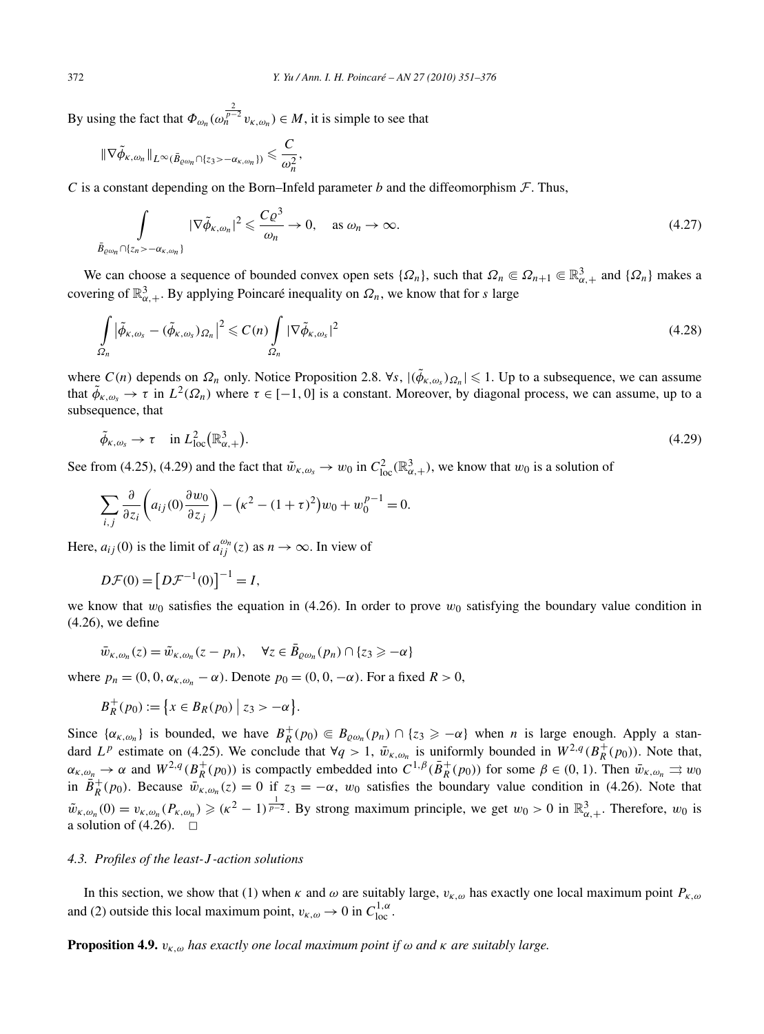By using the fact that $\Phi_{\omega_n}(\omega_n^{\frac{2}{p-2}} v_{\kappa,\omega_n}) \in M$, it is simple to see that

$$\|\nabla \tilde{\phi}_{\kappa,\omega_n}\|_{L^\infty(\bar{B}_{\varrho\omega_n} \cap \{z_3 > -\alpha_{\kappa,\omega_n}\})} \leqslant \frac{C}{\omega_n^2},$$

$C$ is a constant depending on the Born–Infeld parameter $b$ and the diffeomorphism $\mathcal{F}$. Thus,

$$\int_{\bar{B}_{\varrho\omega_n} \cap \{z_n > -\alpha_{\kappa,\omega_n}\}} |\nabla \tilde{\phi}_{\kappa,\omega_n}|^2 \leqslant \frac{C\varrho^3}{\omega_n} \to 0, \quad \text{as } \omega_n \to \infty. \tag{4.27}$$

We can choose a sequence of bounded convex open sets $\{\Omega_n\}$, such that $\Omega_n \Subset \Omega_{n+1} \Subset \mathbb{R}^3_{\alpha,+}$ and $\{\Omega_n\}$ makes a covering of $\mathbb{R}^3_{\alpha,+}$. By applying Poincaré inequality on $\Omega_n$, we know that for $s$ large

$$\int_{\Omega_n} \left|\tilde{\phi}_{\kappa,\omega_s} - (\tilde{\phi}_{\kappa,\omega_s})_{\Omega_n}\right|^2 \leqslant C(n) \int_{\Omega_n} |\nabla \tilde{\phi}_{\kappa,\omega_s}|^2 \tag{4.28}$$

where $C(n)$ depends on $\Omega_n$ only. Notice Proposition 2.8. $\forall s$, $|(\tilde{\phi}_{\kappa,\omega_s})_{\Omega_n}| \leqslant 1$. Up to a subsequence, we can assume that $\tilde{\phi}_{\kappa,\omega_s} \to \tau$ in $L^2(\Omega_n)$ where $\tau \in [-1, 0]$ is a constant. Moreover, by diagonal process, we can assume, up to a subsequence, that

$$\tilde{\phi}_{\kappa,\omega_s} \to \tau \quad \text{in } L^2_{\text{loc}}(\mathbb{R}^3_{\alpha,+}). \tag{4.29}$$

See from (4.25), (4.29) and the fact that $\tilde{w}_{\kappa,\omega_s} \to w_0$ in $C^2_{\text{loc}}(\mathbb{R}^3_{\alpha,+})$, we know that $w_0$ is a solution of

$$\sum_{i,j} \frac{\partial}{\partial z_i}\left(a_{ij}(0)\frac{\partial w_0}{\partial z_j}\right) - \left(\kappa^2 - (1+\tau)^2\right) w_0 + w_0^{p-1} = 0.$$

Here, $a_{ij}(0)$ is the limit of $a_{ij}^{\omega_n}(z)$ as $n \to \infty$. In view of

$$D\mathcal{F}(0) = \left[D\mathcal{F}^{-1}(0)\right]^{-1} = I,$$

we know that $w_0$ satisfies the equation in (4.26). In order to prove $w_0$ satisfying the boundary value condition in (4.26), we define

$$\bar{w}_{\kappa,\omega_n}(z) = \tilde{w}_{\kappa,\omega_n}(z - p_n), \quad \forall z \in \bar{B}_{\varrho\omega_n}(p_n) \cap \{z_3 \geqslant -\alpha\}$$

where $p_n = (0, 0, \alpha_{\kappa,\omega_n} - \alpha)$. Denote $p_0 = (0, 0, -\alpha)$. For a fixed $R > 0$,

$$B^+_R(p_0) := \left\{x \in B_R(p_0) \mid z_3 > -\alpha\right\}.$$

Since $\{\alpha_{\kappa,\omega_n}\}$ is bounded, we have $B^+_R(p_0) \Subset B_{\varrho\omega_n}(p_n) \cap \{z_3 \geqslant -\alpha\}$ when $n$ is large enough. Apply a standard $L^p$ estimate on (4.25). We conclude that $\forall q > 1$, $\bar{w}_{\kappa,\omega_n}$ is uniformly bounded in $W^{2,q}(B^+_R(p_0))$. Note that, $\alpha_{\kappa,\omega_n} \to \alpha$ and $W^{2,q}(B^+_R(p_0))$ is compactly embedded into $C^{1,\beta}(\bar{B}^+_R(p_0))$ for some $\beta \in (0,1)$. Then $\bar{w}_{\kappa,\omega_n} \rightrightarrows w_0$ in $\bar{B}^+_R(p_0)$. Because $\bar{w}_{\kappa,\omega_n}(z) = 0$ if $z_3 = -\alpha$, $w_0$ satisfies the boundary value condition in (4.26). Note that $\tilde{w}_{\kappa,\omega_n}(0) = v_{\kappa,\omega_n}(P_{\kappa,\omega_n}) \geqslant (\kappa^2 - 1)^{\frac{1}{p-2}}$. By strong maximum principle, we get $w_0 > 0$ in $\mathbb{R}^3_{\alpha,+}$. Therefore, $w_0$ is a solution of (4.26). $\square$

### 4.3. Profiles of the least-$J$-action solutions

In this section, we show that (1) when $\kappa$ and $\omega$ are suitably large, $v_{\kappa,\omega}$ has exactly one local maximum point $P_{\kappa,\omega}$ and (2) outside this local maximum point, $v_{\kappa,\omega} \to 0$ in $C^{1,\alpha}_{\text{loc}}$.

**Proposition 4.9.** *$v_{\kappa,\omega}$ has exactly one local maximum point if $\omega$ and $\kappa$ are suitably large.*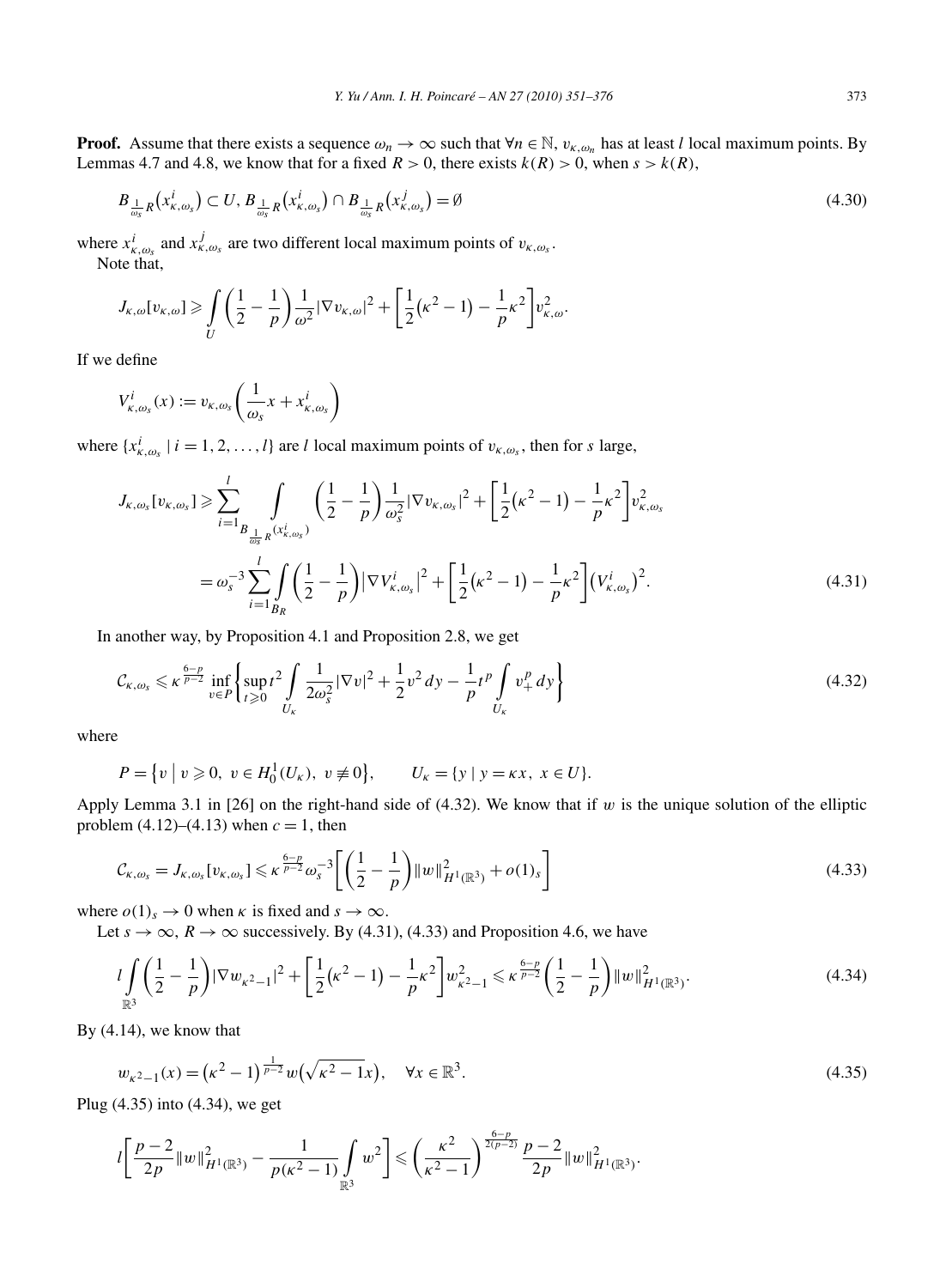**Proof.** Assume that there exists a sequence $\omega_n \to \infty$ such that $\forall n \in \mathbb{N}$, $v_{\kappa,\omega_n}$ has at least $l$ local maximum points. By Lemmas 4.7 and 4.8, we know that for a fixed $R > 0$, there exists $k(R) > 0$, when $s > k(R)$,

$$B_{\frac{1}{\omega_s}R}\big(x^i_{\kappa,\omega_s}\big) \subset U,\ B_{\frac{1}{\omega_s}R}\big(x^i_{\kappa,\omega_s}\big) \cap B_{\frac{1}{\omega_s}R}\big(x^j_{\kappa,\omega_s}\big) = \emptyset \tag{4.30}$$

where $x^i_{\kappa,\omega_s}$ and $x^j_{\kappa,\omega_s}$ are two different local maximum points of $v_{\kappa,\omega_s}$.

Note that,

$$J_{\kappa,\omega}[v_{\kappa,\omega}] \geqslant \int\limits_U \left(\frac{1}{2} - \frac{1}{p}\right)\frac{1}{\omega^2}|\nabla v_{\kappa,\omega}|^2 + \left[\frac{1}{2}\big(\kappa^2 - 1\big) - \frac{1}{p}\kappa^2\right] v^2_{\kappa,\omega}.$$

If we define

$$V^i_{\kappa,\omega_s}(x) := v_{\kappa,\omega_s}\left(\frac{1}{\omega_s}x + x^i_{\kappa,\omega_s}\right)$$

where $\{x^i_{\kappa,\omega_s} \mid i = 1, 2, \ldots, l\}$ are $l$ local maximum points of $v_{\kappa,\omega_s}$, then for $s$ large,

$$\begin{aligned}
J_{\kappa,\omega_s}[v_{\kappa,\omega_s}] &\geqslant \sum_{i=1}^{l} \int\limits_{B_{\frac{1}{\omega_s}R}(x^i_{\kappa,\omega_s})} \left(\frac{1}{2} - \frac{1}{p}\right)\frac{1}{\omega_s^2}|\nabla v_{\kappa,\omega_s}|^2 + \left[\frac{1}{2}\big(\kappa^2 - 1\big) - \frac{1}{p}\kappa^2\right] v^2_{\kappa,\omega_s} \\
&= \omega_s^{-3}\sum_{i=1}^{l}\int\limits_{B_R}\left(\frac{1}{2} - \frac{1}{p}\right)\big|\nabla V^i_{\kappa,\omega_s}\big|^2 + \left[\frac{1}{2}\big(\kappa^2 - 1\big) - \frac{1}{p}\kappa^2\right]\big(V^i_{\kappa,\omega_s}\big)^2.
\end{aligned} \tag{4.31}$$

In another way, by Proposition 4.1 and Proposition 2.8, we get

$$\mathcal{C}_{\kappa,\omega_s} \leqslant \kappa^{\frac{6-p}{p-2}} \inf_{v\in P}\left\{\sup_{t\geqslant 0} t^2 \int\limits_{U_\kappa} \frac{1}{2\omega_s^2}|\nabla v|^2 + \frac{1}{2}v^2\,dy - \frac{1}{p}t^p \int\limits_{U_\kappa} v_+^p\,dy\right\} \tag{4.32}$$

where

$$P = \big\{v \mid v \geqslant 0,\ v \in H^1_0(U_\kappa),\ v \not\equiv 0\big\}, \qquad U_\kappa = \{y \mid y = \kappa x,\ x \in U\}.$$

Apply Lemma 3.1 in [26] on the right-hand side of (4.32). We know that if $w$ is the unique solution of the elliptic problem (4.12)–(4.13) when $c = 1$, then

$$\mathcal{C}_{\kappa,\omega_s} = J_{\kappa,\omega_s}[v_{\kappa,\omega_s}] \leqslant \kappa^{\frac{6-p}{p-2}}\omega_s^{-3}\left[\left(\frac{1}{2} - \frac{1}{p}\right)\|w\|^2_{H^1(\mathbb{R}^3)} + o(1)_s\right] \tag{4.33}$$

where $o(1)_s \to 0$ when $\kappa$ is fixed and $s \to \infty$.

Let $s \to \infty$, $R \to \infty$ successively. By (4.31), (4.33) and Proposition 4.6, we have

$$l\int\limits_{\mathbb{R}^3}\left(\frac{1}{2} - \frac{1}{p}\right)|\nabla w_{\kappa^2-1}|^2 + \left[\frac{1}{2}\big(\kappa^2 - 1\big) - \frac{1}{p}\kappa^2\right]w^2_{\kappa^2-1} \leqslant \kappa^{\frac{6-p}{p-2}}\left(\frac{1}{2} - \frac{1}{p}\right)\|w\|^2_{H^1(\mathbb{R}^3)}. \tag{4.34}$$

By (4.14), we know that

$$w_{\kappa^2-1}(x) = \big(\kappa^2 - 1\big)^{\frac{1}{p-2}} w\big(\sqrt{\kappa^2 - 1}x\big), \quad \forall x \in \mathbb{R}^3. \tag{4.35}$$

Plug (4.35) into (4.34), we get

$$l\left[\frac{p-2}{2p}\|w\|^2_{H^1(\mathbb{R}^3)} - \frac{1}{p(\kappa^2 - 1)}\int\limits_{\mathbb{R}^3} w^2\right] \leqslant \left(\frac{\kappa^2}{\kappa^2 - 1}\right)^{\frac{6-p}{2(p-2)}}\frac{p-2}{2p}\|w\|^2_{H^1(\mathbb{R}^3)}.$$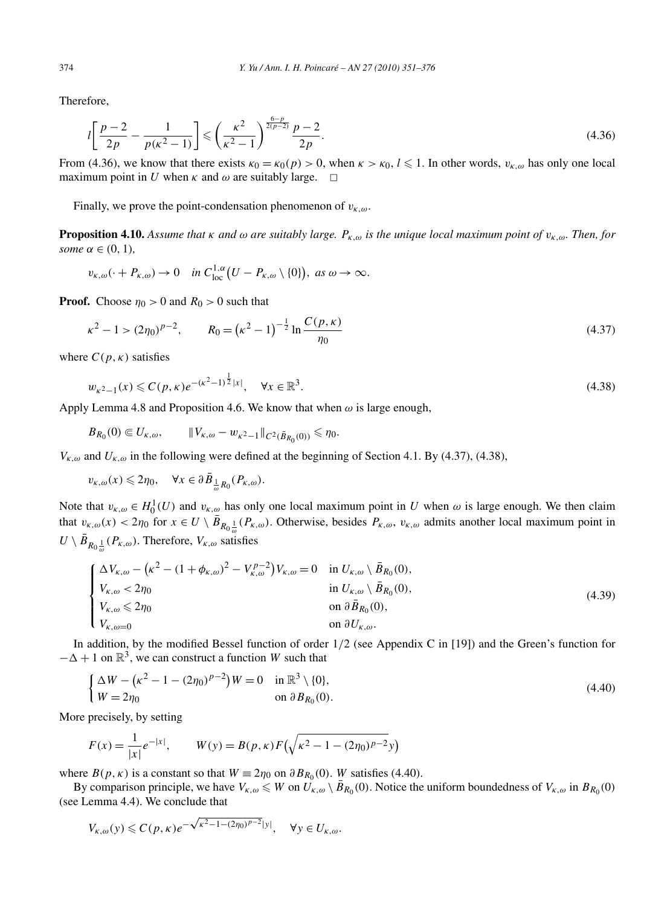Therefore,

$$l\left[\frac{p-2}{2p}-\frac{1}{p(\kappa^2-1)}\right]\leqslant\left(\frac{\kappa^2}{\kappa^2-1}\right)^{\frac{6-p}{2(p-2)}}\frac{p-2}{2p}. \tag{4.36}$$

From (4.36), we know that there exists $\kappa_0=\kappa_0(p)>0$, when $\kappa>\kappa_0$, $l\leqslant 1$. In other words, $v_{\kappa,\omega}$ has only one local maximum point in $U$ when $\kappa$ and $\omega$ are suitably large. $\square$

Finally, we prove the point-condensation phenomenon of $v_{\kappa,\omega}$.

**Proposition 4.10.** *Assume that $\kappa$ and $\omega$ are suitably large. $P_{\kappa,\omega}$ is the unique local maximum point of $v_{\kappa,\omega}$. Then, for some $\alpha\in(0,1)$,*

$$v_{\kappa,\omega}(\cdot+P_{\kappa,\omega})\to 0\quad \text{in } C^{1,\alpha}_{\text{loc}}\big(U-P_{\kappa,\omega}\setminus\{0\}\big),\ \text{as } \omega\to\infty.$$

**Proof.** Choose $\eta_0>0$ and $R_0>0$ such that

$$\kappa^2-1>(2\eta_0)^{p-2},\qquad R_0=\left(\kappa^2-1\right)^{-\frac{1}{2}}\ln\frac{C(p,\kappa)}{\eta_0} \tag{4.37}$$

where $C(p,\kappa)$ satisfies

$$w_{\kappa^2-1}(x)\leqslant C(p,\kappa)e^{-(\kappa^2-1)^{\frac{1}{2}}|x|},\quad \forall x\in\mathbb{R}^3. \tag{4.38}$$

Apply Lemma 4.8 and Proposition 4.6. We know that when $\omega$ is large enough,

$$B_{R_0}(0)\Subset U_{\kappa,\omega},\qquad \|V_{\kappa,\omega}-w_{\kappa^2-1}\|_{C^2(\bar{B}_{R_0}(0))}\leqslant\eta_0.$$

$V_{\kappa,\omega}$ and $U_{\kappa,\omega}$ in the following were defined at the beginning of Section 4.1. By (4.37), (4.38),

$$v_{\kappa,\omega}(x)\leqslant 2\eta_0,\quad \forall x\in\partial\bar{B}_{\frac{1}{\omega}R_0}(P_{\kappa,\omega}).$$

Note that $v_{\kappa,\omega}\in H^1_0(U)$ and $v_{\kappa,\omega}$ has only one local maximum point in $U$ when $\omega$ is large enough. We then claim that $v_{\kappa,\omega}(x)<2\eta_0$ for $x\in U\setminus\bar{B}_{R_0\frac{1}{\omega}}(P_{\kappa,\omega})$. Otherwise, besides $P_{\kappa,\omega}$, $v_{\kappa,\omega}$ admits another local maximum point in $U\setminus\bar{B}_{R_0\frac{1}{\omega}}(P_{\kappa,\omega})$. Therefore, $V_{\kappa,\omega}$ satisfies

$$\begin{cases}\Delta V_{\kappa,\omega}-\left(\kappa^2-(1+\phi_{\kappa,\omega})^2-V_{\kappa,\omega}^{p-2}\right)V_{\kappa,\omega}=0 & \text{in } U_{\kappa,\omega}\setminus\bar{B}_{R_0}(0),\\ V_{\kappa,\omega}<2\eta_0 & \text{in } U_{\kappa,\omega}\setminus\bar{B}_{R_0}(0),\\ V_{\kappa,\omega}\leqslant 2\eta_0 & \text{on } \partial\bar{B}_{R_0}(0),\\ V_{\kappa,\omega=0} & \text{on } \partial U_{\kappa,\omega}.\end{cases} \tag{4.39}$$

In addition, by the modified Bessel function of order $1/2$ (see Appendix C in [19]) and the Green's function for $-\Delta+1$ on $\mathbb{R}^3$, we can construct a function $W$ such that

$$\begin{cases}\Delta W-\left(\kappa^2-1-(2\eta_0)^{p-2}\right)W=0 & \text{in } \mathbb{R}^3\setminus\{0\},\\ W=2\eta_0 & \text{on } \partial B_{R_0}(0).\end{cases} \tag{4.40}$$

More precisely, by setting

$$F(x)=\frac{1}{|x|}e^{-|x|},\qquad W(y)=B(p,\kappa)F\left(\sqrt{\kappa^2-1-(2\eta_0)^{p-2}}\,y\right)$$

where $B(p,\kappa)$ is a constant so that $W\equiv 2\eta_0$ on $\partial B_{R_0}(0)$. $W$ satisfies (4.40).

By comparison principle, we have $V_{\kappa,\omega}\leqslant W$ on $U_{\kappa,\omega}\setminus\bar{B}_{R_0}(0)$. Notice the uniform boundedness of $V_{\kappa,\omega}$ in $B_{R_0}(0)$ (see Lemma 4.4). We conclude that

$$V_{\kappa,\omega}(y)\leqslant C(p,\kappa)e^{-\sqrt{\kappa^2-1-(2\eta_0)^{p-2}}|y|},\quad \forall y\in U_{\kappa,\omega}.$$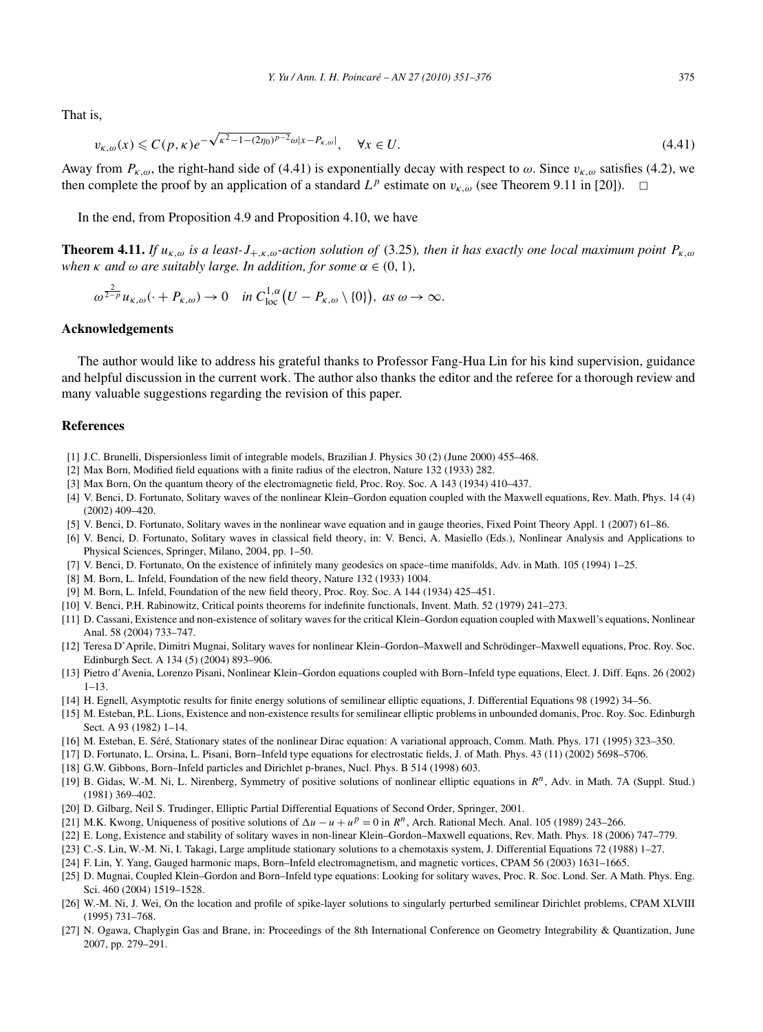That is,

$$v_{\kappa,\omega}(x) \leqslant C(p,\kappa) e^{-\sqrt{\kappa^2 - 1 - (2\eta_0)^{p-2}}\,\omega |x - P_{\kappa,\omega}|}, \quad \forall x \in U. \tag{4.41}$$

Away from $P_{\kappa,\omega}$, the right-hand side of (4.41) is exponentially decay with respect to $\omega$. Since $v_{\kappa,\omega}$ satisfies (4.2), we then complete the proof by an application of a standard $L^p$ estimate on $v_{\kappa,\omega}$ (see Theorem 9.11 in [20]). $\square$

In the end, from Proposition 4.9 and Proposition 4.10, we have

**Theorem 4.11.** *If $u_{\kappa,\omega}$ is a least-$J_{+,\kappa,\omega}$-action solution of* (3.25)*, then it has exactly one local maximum point $P_{\kappa,\omega}$ when $\kappa$ and $\omega$ are suitably large. In addition, for some $\alpha \in (0,1)$,*

$$\omega^{\frac{2}{2-p}} u_{\kappa,\omega}(\cdot + P_{\kappa,\omega}) \to 0 \quad \textit{in } C^{1,\alpha}_{\text{loc}}\big(U - P_{\kappa,\omega} \setminus \{0\}\big), \textit{ as } \omega \to \infty.$$

## Acknowledgements

The author would like to address his grateful thanks to Professor Fang-Hua Lin for his kind supervision, guidance and helpful discussion in the current work. The author also thanks the editor and the referee for a thorough review and many valuable suggestions regarding the revision of this paper.

## References

[1] J.C. Brunelli, Dispersionless limit of integrable models, Brazilian J. Physics 30 (2) (June 2000) 455–468.

[2] Max Born, Modified field equations with a finite radius of the electron, Nature 132 (1933) 282.

[3] Max Born, On the quantum theory of the electromagnetic field, Proc. Roy. Soc. A 143 (1934) 410–437.

[4] V. Benci, D. Fortunato, Solitary waves of the nonlinear Klein–Gordon equation coupled with the Maxwell equations, Rev. Math. Phys. 14 (4) (2002) 409–420.

[5] V. Benci, D. Fortunato, Solitary waves in the nonlinear wave equation and in gauge theories, Fixed Point Theory Appl. 1 (2007) 61–86.

[6] V. Benci, D. Fortunato, Solitary waves in classical field theory, in: V. Benci, A. Masiello (Eds.), Nonlinear Analysis and Applications to Physical Sciences, Springer, Milano, 2004, pp. 1–50.

[7] V. Benci, D. Fortunato, On the existence of infinitely many geodesics on space–time manifolds, Adv. in Math. 105 (1994) 1–25.

[8] M. Born, L. Infeld, Foundation of the new field theory, Nature 132 (1933) 1004.

[9] M. Born, L. Infeld, Foundation of the new field theory, Proc. Roy. Soc. A 144 (1934) 425–451.

[10] V. Benci, P.H. Rabinowitz, Critical points theorems for indefinite functionals, Invent. Math. 52 (1979) 241–273.

[11] D. Cassani, Existence and non-existence of solitary waves for the critical Klein–Gordon equation coupled with Maxwell's equations, Nonlinear Anal. 58 (2004) 733–747.

[12] Teresa D'Aprile, Dimitri Mugnai, Solitary waves for nonlinear Klein–Gordon–Maxwell and Schrödinger–Maxwell equations, Proc. Roy. Soc. Edinburgh Sect. A 134 (5) (2004) 893–906.

[13] Pietro d'Avenia, Lorenzo Pisani, Nonlinear Klein–Gordon equations coupled with Born–Infeld type equations, Elect. J. Diff. Eqns. 26 (2002) 1–13.

[14] H. Egnell, Asymptotic results for finite energy solutions of semilinear elliptic equations, J. Differential Equations 98 (1992) 34–56.

[15] M. Esteban, P.L. Lions, Existence and non-existence results for semilinear elliptic problems in unbounded domanis, Proc. Roy. Soc. Edinburgh Sect. A 93 (1982) 1–14.

[16] M. Esteban, E. Séré, Stationary states of the nonlinear Dirac equation: A variational approach, Comm. Math. Phys. 171 (1995) 323–350.

[17] D. Fortunato, L. Orsina, L. Pisani, Born–Infeld type equations for electrostatic fields, J. of Math. Phys. 43 (11) (2002) 5698–5706.

[18] G.W. Gibbons, Born–Infeld particles and Dirichlet p-branes, Nucl. Phys. B 514 (1998) 603.

[19] B. Gidas, W.-M. Ni, L. Nirenberg, Symmetry of positive solutions of nonlinear elliptic equations in $R^n$, Adv. in Math. 7A (Suppl. Stud.) (1981) 369–402.

[20] D. Gilbarg, Neil S. Trudinger, Elliptic Partial Differential Equations of Second Order, Springer, 2001.

[21] M.K. Kwong, Uniqueness of positive solutions of $\Delta u - u + u^p = 0$ in $R^n$, Arch. Rational Mech. Anal. 105 (1989) 243–266.

[22] E. Long, Existence and stability of solitary waves in non-linear Klein–Gordon–Maxwell equations, Rev. Math. Phys. 18 (2006) 747–779.

[23] C.-S. Lin, W.-M. Ni, I. Takagi, Large amplitude stationary solutions to a chemotaxis system, J. Differential Equations 72 (1988) 1–27.

[24] F. Lin, Y. Yang, Gauged harmonic maps, Born–Infeld electromagnetism, and magnetic vortices, CPAM 56 (2003) 1631–1665.

[25] D. Mugnai, Coupled Klein–Gordon and Born–Infeld type equations: Looking for solitary waves, Proc. R. Soc. Lond. Ser. A Math. Phys. Eng. Sci. 460 (2004) 1519–1528.

[26] W.-M. Ni, J. Wei, On the location and profile of spike-layer solutions to singularly perturbed semilinear Dirichlet problems, CPAM XLVIII (1995) 731–768.

[27] N. Ogawa, Chaplygin Gas and Brane, in: Proceedings of the 8th International Conference on Geometry Integrability & Quantization, June 2007, pp. 279–291.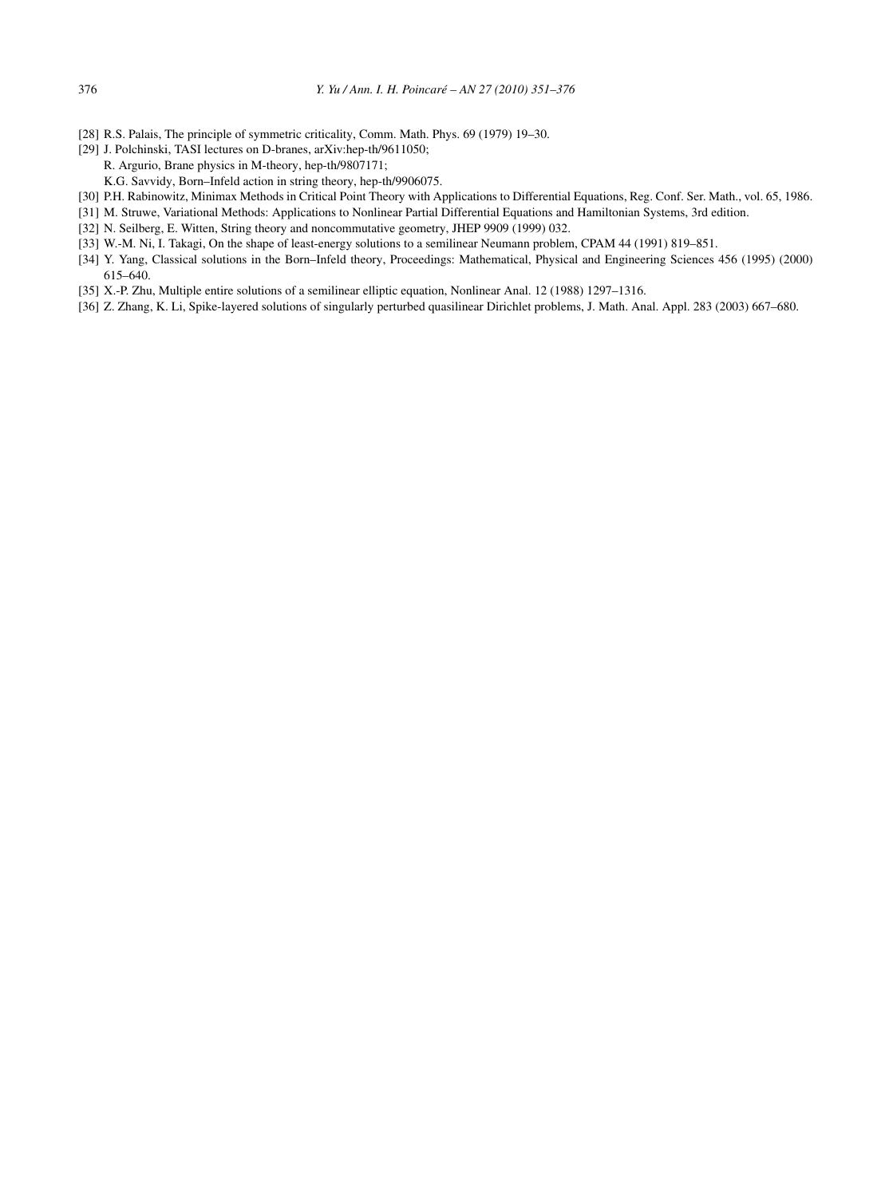[28] R.S. Palais, The principle of symmetric criticality, Comm. Math. Phys. 69 (1979) 19–30.

[29] J. Polchinski, TASI lectures on D-branes, arXiv:hep-th/9611050;
R. Argurio, Brane physics in M-theory, hep-th/9807171;
K.G. Savvidy, Born–Infeld action in string theory, hep-th/9906075.

[30] P.H. Rabinowitz, Minimax Methods in Critical Point Theory with Applications to Differential Equations, Reg. Conf. Ser. Math., vol. 65, 1986.

[31] M. Struwe, Variational Methods: Applications to Nonlinear Partial Differential Equations and Hamiltonian Systems, 3rd edition.

[32] N. Seilberg, E. Witten, String theory and noncommutative geometry, JHEP 9909 (1999) 032.

[33] W.-M. Ni, I. Takagi, On the shape of least-energy solutions to a semilinear Neumann problem, CPAM 44 (1991) 819–851.

[34] Y. Yang, Classical solutions in the Born–Infeld theory, Proceedings: Mathematical, Physical and Engineering Sciences 456 (1995) (2000) 615–640.

[35] X.-P. Zhu, Multiple entire solutions of a semilinear elliptic equation, Nonlinear Anal. 12 (1988) 1297–1316.

[36] Z. Zhang, K. Li, Spike-layered solutions of singularly perturbed quasilinear Dirichlet problems, J. Math. Anal. Appl. 283 (2003) 667–680.